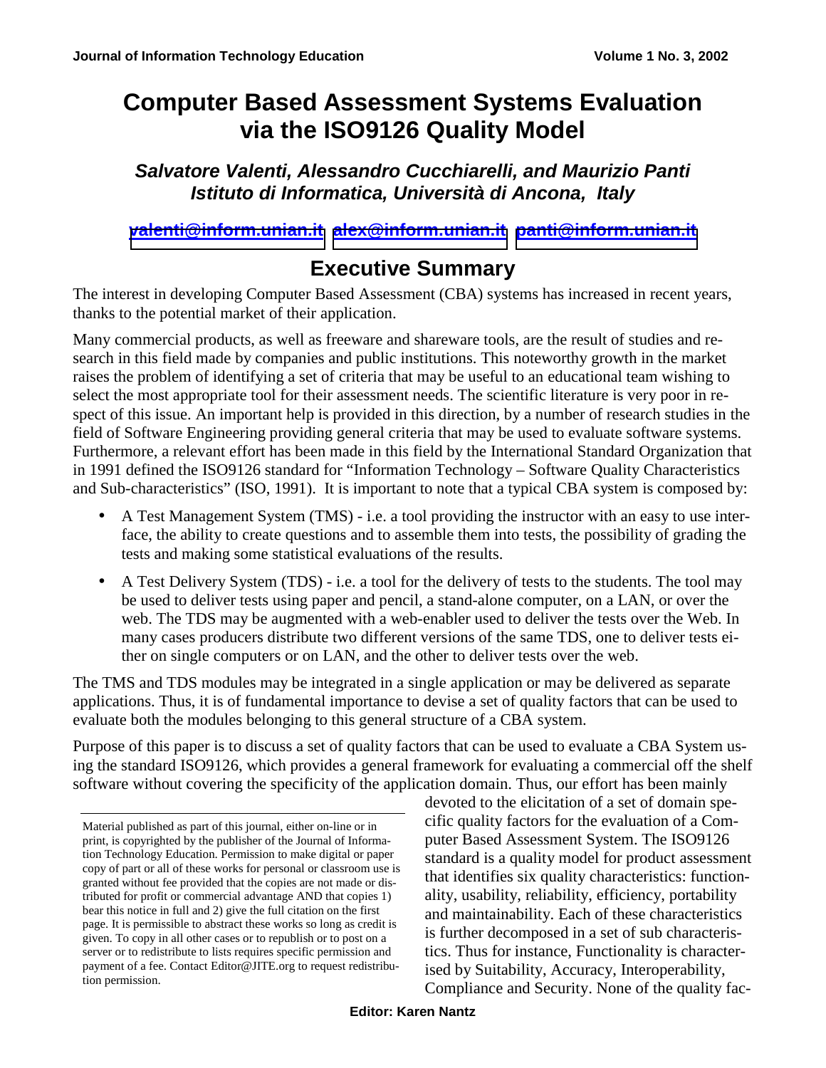# Computer Based Assessment Systems Evaluation via the ISO9126 Quality Model

***Salvatore Valenti, Alessandro Cucchiarelli, and Maurizio Panti***
***Istituto di Informatica, Università di Ancona, Italy***

**valenti@inform.unian.it alex@inform.unian.it panti@inform.unian.it**

## Executive Summary

The interest in developing Computer Based Assessment (CBA) systems has increased in recent years, thanks to the potential market of their application.

Many commercial products, as well as freeware and shareware tools, are the result of studies and research in this field made by companies and public institutions. This noteworthy growth in the market raises the problem of identifying a set of criteria that may be useful to an educational team wishing to select the most appropriate tool for their assessment needs. The scientific literature is very poor in respect of this issue. An important help is provided in this direction, by a number of research studies in the field of Software Engineering providing general criteria that may be used to evaluate software systems. Furthermore, a relevant effort has been made in this field by the International Standard Organization that in 1991 defined the ISO9126 standard for "Information Technology – Software Quality Characteristics and Sub-characteristics" (ISO, 1991). It is important to note that a typical CBA system is composed by:

- A Test Management System (TMS) - i.e. a tool providing the instructor with an easy to use interface, the ability to create questions and to assemble them into tests, the possibility of grading the tests and making some statistical evaluations of the results.
- A Test Delivery System (TDS) - i.e. a tool for the delivery of tests to the students. The tool may be used to deliver tests using paper and pencil, a stand-alone computer, on a LAN, or over the web. The TDS may be augmented with a web-enabler used to deliver the tests over the Web. In many cases producers distribute two different versions of the same TDS, one to deliver tests either on single computers or on LAN, and the other to deliver tests over the web.

The TMS and TDS modules may be integrated in a single application or may be delivered as separate applications. Thus, it is of fundamental importance to devise a set of quality factors that can be used to evaluate both the modules belonging to this general structure of a CBA system.

Purpose of this paper is to discuss a set of quality factors that can be used to evaluate a CBA System using the standard ISO9126, which provides a general framework for evaluating a commercial off the shelf software without covering the specificity of the application domain. Thus, our effort has been mainly devoted to the elicitation of a set of domain specific quality factors for the evaluation of a Computer Based Assessment System. The ISO9126 standard is a quality model for product assessment that identifies six quality characteristics: functionality, usability, reliability, efficiency, portability and maintainability. Each of these characteristics is further decomposed in a set of sub characteristics. Thus for instance, Functionality is characterised by Suitability, Accuracy, Interoperability, Compliance and Security. None of the quality fac-

Material published as part of this journal, either on-line or in print, is copyrighted by the publisher of the Journal of Information Technology Education. Permission to make digital or paper copy of part or all of these works for personal or classroom use is granted without fee provided that the copies are not made or distributed for profit or commercial advantage AND that copies 1) bear this notice in full and 2) give the full citation on the first page. It is permissible to abstract these works so long as credit is given. To copy in all other cases or to republish or to post on a server or to redistribute to lists requires specific permission and payment of a fee. Contact Editor@JITE.org to request redistribution permission.

**Editor: Karen Nantz**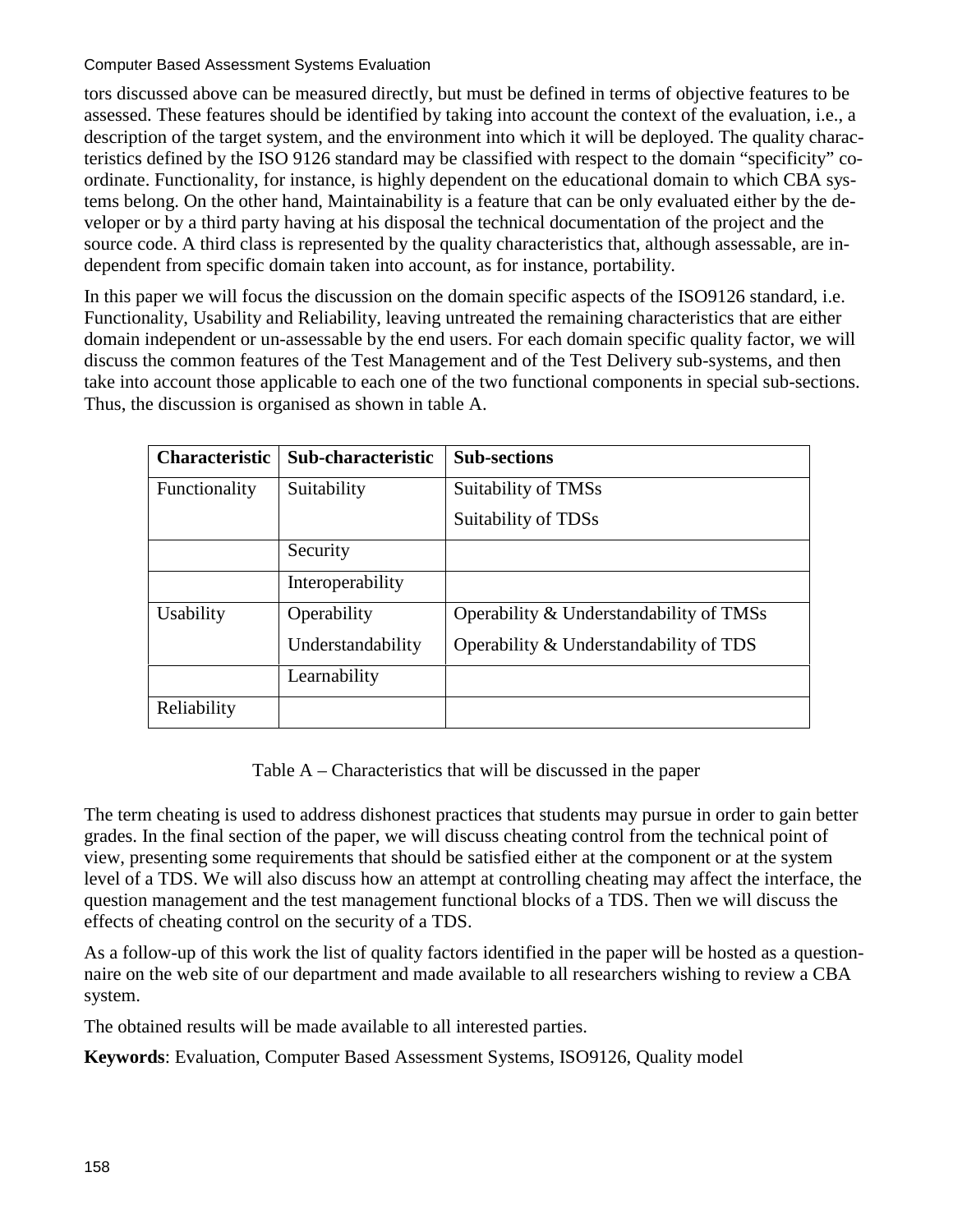tors discussed above can be measured directly, but must be defined in terms of objective features to be assessed. These features should be identified by taking into account the context of the evaluation, i.e., a description of the target system, and the environment into which it will be deployed. The quality characteristics defined by the ISO 9126 standard may be classified with respect to the domain "specificity" coordinate. Functionality, for instance, is highly dependent on the educational domain to which CBA systems belong. On the other hand, Maintainability is a feature that can be only evaluated either by the developer or by a third party having at his disposal the technical documentation of the project and the source code. A third class is represented by the quality characteristics that, although assessable, are independent from specific domain taken into account, as for instance, portability.

In this paper we will focus the discussion on the domain specific aspects of the ISO9126 standard, i.e. Functionality, Usability and Reliability, leaving untreated the remaining characteristics that are either domain independent or un-assessable by the end users. For each domain specific quality factor, we will discuss the common features of the Test Management and of the Test Delivery sub-systems, and then take into account those applicable to each one of the two functional components in special sub-sections. Thus, the discussion is organised as shown in table A.

| Characteristic | Sub-characteristic | Sub-sections |
|---|---|---|
| Functionality | Suitability | Suitability of TMSs<br>Suitability of TDSs |
| | Security | |
| | Interoperability | |
| Usability | Operability<br>Understandability | Operability & Understandability of TMSs<br>Operability & Understandability of TDS |
| | Learnability | |
| Reliability | | |

Table A – Characteristics that will be discussed in the paper

The term cheating is used to address dishonest practices that students may pursue in order to gain better grades. In the final section of the paper, we will discuss cheating control from the technical point of view, presenting some requirements that should be satisfied either at the component or at the system level of a TDS. We will also discuss how an attempt at controlling cheating may affect the interface, the question management and the test management functional blocks of a TDS. Then we will discuss the effects of cheating control on the security of a TDS.

As a follow-up of this work the list of quality factors identified in the paper will be hosted as a questionnaire on the web site of our department and made available to all researchers wishing to review a CBA system.

The obtained results will be made available to all interested parties.

**Keywords**: Evaluation, Computer Based Assessment Systems, ISO9126, Quality model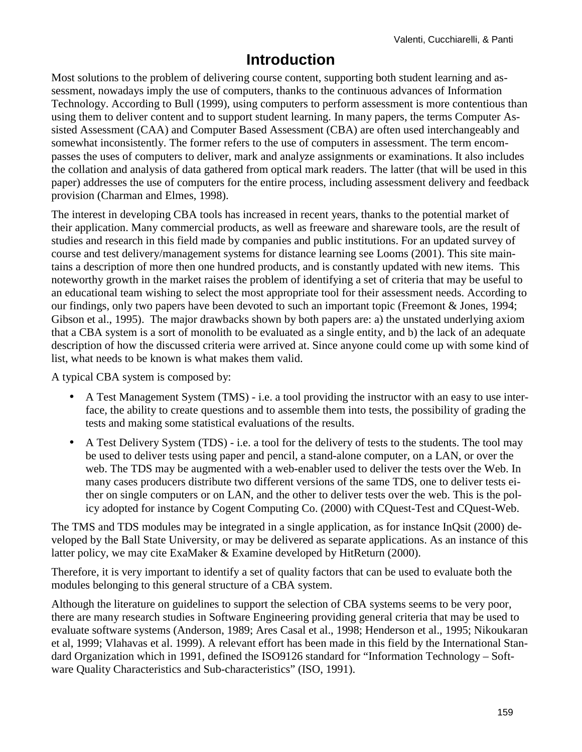# Introduction

Most solutions to the problem of delivering course content, supporting both student learning and assessment, nowadays imply the use of computers, thanks to the continuous advances of Information Technology. According to Bull (1999), using computers to perform assessment is more contentious than using them to deliver content and to support student learning. In many papers, the terms Computer Assisted Assessment (CAA) and Computer Based Assessment (CBA) are often used interchangeably and somewhat inconsistently. The former refers to the use of computers in assessment. The term encompasses the uses of computers to deliver, mark and analyze assignments or examinations. It also includes the collation and analysis of data gathered from optical mark readers. The latter (that will be used in this paper) addresses the use of computers for the entire process, including assessment delivery and feedback provision (Charman and Elmes, 1998).

The interest in developing CBA tools has increased in recent years, thanks to the potential market of their application. Many commercial products, as well as freeware and shareware tools, are the result of studies and research in this field made by companies and public institutions. For an updated survey of course and test delivery/management systems for distance learning see Looms (2001). This site maintains a description of more then one hundred products, and is constantly updated with new items. This noteworthy growth in the market raises the problem of identifying a set of criteria that may be useful to an educational team wishing to select the most appropriate tool for their assessment needs. According to our findings, only two papers have been devoted to such an important topic (Freemont & Jones, 1994; Gibson et al., 1995). The major drawbacks shown by both papers are: a) the unstated underlying axiom that a CBA system is a sort of monolith to be evaluated as a single entity, and b) the lack of an adequate description of how the discussed criteria were arrived at. Since anyone could come up with some kind of list, what needs to be known is what makes them valid.

A typical CBA system is composed by:

- A Test Management System (TMS) - i.e. a tool providing the instructor with an easy to use interface, the ability to create questions and to assemble them into tests, the possibility of grading the tests and making some statistical evaluations of the results.
- A Test Delivery System (TDS) - i.e. a tool for the delivery of tests to the students. The tool may be used to deliver tests using paper and pencil, a stand-alone computer, on a LAN, or over the web. The TDS may be augmented with a web-enabler used to deliver the tests over the Web. In many cases producers distribute two different versions of the same TDS, one to deliver tests either on single computers or on LAN, and the other to deliver tests over the web. This is the policy adopted for instance by Cogent Computing Co. (2000) with CQuest-Test and CQuest-Web.

The TMS and TDS modules may be integrated in a single application, as for instance InQsit (2000) developed by the Ball State University, or may be delivered as separate applications. As an instance of this latter policy, we may cite ExaMaker & Examine developed by HitReturn (2000).

Therefore, it is very important to identify a set of quality factors that can be used to evaluate both the modules belonging to this general structure of a CBA system.

Although the literature on guidelines to support the selection of CBA systems seems to be very poor, there are many research studies in Software Engineering providing general criteria that may be used to evaluate software systems (Anderson, 1989; Ares Casal et al., 1998; Henderson et al., 1995; Nikoukaran et al, 1999; Vlahavas et al. 1999). A relevant effort has been made in this field by the International Standard Organization which in 1991, defined the ISO9126 standard for "Information Technology – Software Quality Characteristics and Sub-characteristics" (ISO, 1991).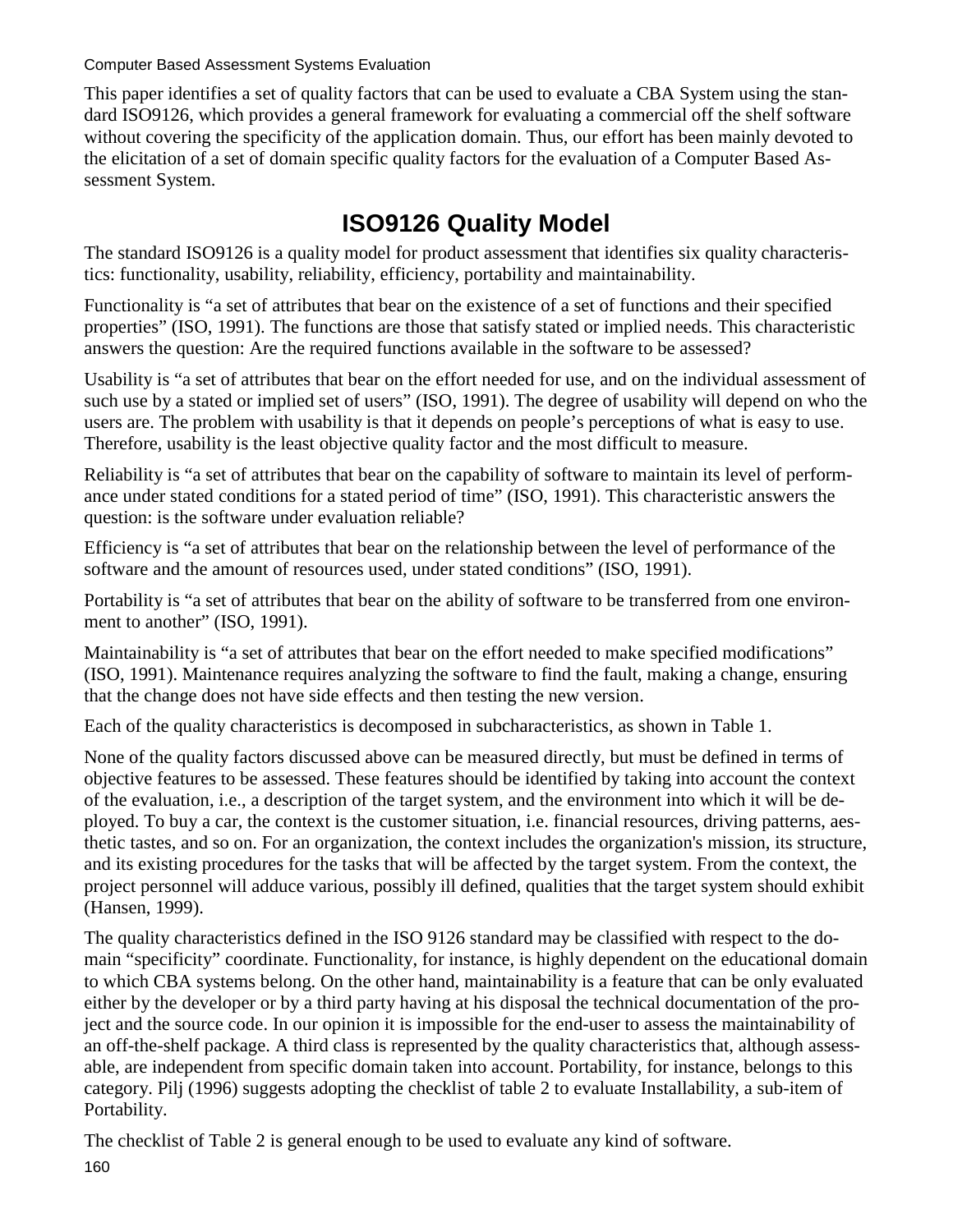This paper identifies a set of quality factors that can be used to evaluate a CBA System using the standard ISO9126, which provides a general framework for evaluating a commercial off the shelf software without covering the specificity of the application domain. Thus, our effort has been mainly devoted to the elicitation of a set of domain specific quality factors for the evaluation of a Computer Based Assessment System.

## ISO9126 Quality Model

The standard ISO9126 is a quality model for product assessment that identifies six quality characteristics: functionality, usability, reliability, efficiency, portability and maintainability.

Functionality is "a set of attributes that bear on the existence of a set of functions and their specified properties" (ISO, 1991). The functions are those that satisfy stated or implied needs. This characteristic answers the question: Are the required functions available in the software to be assessed?

Usability is "a set of attributes that bear on the effort needed for use, and on the individual assessment of such use by a stated or implied set of users" (ISO, 1991). The degree of usability will depend on who the users are. The problem with usability is that it depends on people's perceptions of what is easy to use. Therefore, usability is the least objective quality factor and the most difficult to measure.

Reliability is "a set of attributes that bear on the capability of software to maintain its level of performance under stated conditions for a stated period of time" (ISO, 1991). This characteristic answers the question: is the software under evaluation reliable?

Efficiency is "a set of attributes that bear on the relationship between the level of performance of the software and the amount of resources used, under stated conditions" (ISO, 1991).

Portability is "a set of attributes that bear on the ability of software to be transferred from one environment to another" (ISO, 1991).

Maintainability is "a set of attributes that bear on the effort needed to make specified modifications" (ISO, 1991). Maintenance requires analyzing the software to find the fault, making a change, ensuring that the change does not have side effects and then testing the new version.

Each of the quality characteristics is decomposed in subcharacteristics, as shown in Table 1.

None of the quality factors discussed above can be measured directly, but must be defined in terms of objective features to be assessed. These features should be identified by taking into account the context of the evaluation, i.e., a description of the target system, and the environment into which it will be deployed. To buy a car, the context is the customer situation, i.e. financial resources, driving patterns, aesthetic tastes, and so on. For an organization, the context includes the organization's mission, its structure, and its existing procedures for the tasks that will be affected by the target system. From the context, the project personnel will adduce various, possibly ill defined, qualities that the target system should exhibit (Hansen, 1999).

The quality characteristics defined in the ISO 9126 standard may be classified with respect to the domain "specificity" coordinate. Functionality, for instance, is highly dependent on the educational domain to which CBA systems belong. On the other hand, maintainability is a feature that can be only evaluated either by the developer or by a third party having at his disposal the technical documentation of the project and the source code. In our opinion it is impossible for the end-user to assess the maintainability of an off-the-shelf package. A third class is represented by the quality characteristics that, although assessable, are independent from specific domain taken into account. Portability, for instance, belongs to this category. Pilj (1996) suggests adopting the checklist of table 2 to evaluate Installability, a sub-item of Portability.

The checklist of Table 2 is general enough to be used to evaluate any kind of software.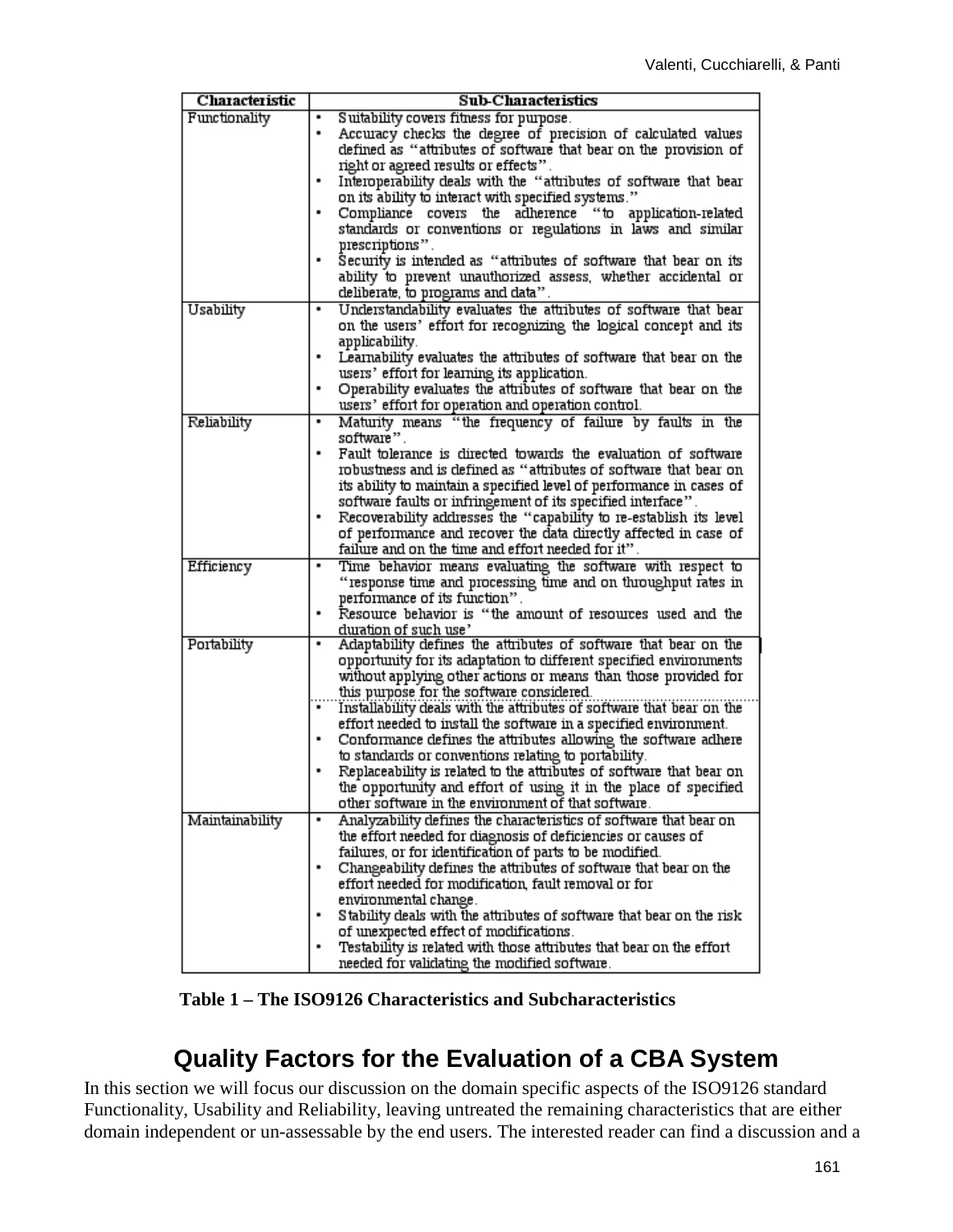| Characteristic | Sub-Characteristics |
|---|---|
| Functionality | • Suitability covers fitness for purpose.<br>• Accuracy checks the degree of precision of calculated values defined as "attributes of software that bear on the provision of right or agreed results or effects".<br>• Interoperability deals with the "attributes of software that bear on its ability to interact with specified systems."<br>• Compliance covers the adherence "to application-related standards or conventions or regulations in laws and similar prescriptions".<br>• Security is intended as "attributes of software that bear on its ability to prevent unauthorized assess, whether accidental or deliberate, to programs and data". |
| Usability | • Understandability evaluates the attributes of software that bear on the users' effort for recognizing the logical concept and its applicability.<br>• Learnability evaluates the attributes of software that bear on the users' effort for learning its application.<br>• Operability evaluates the attributes of software that bear on the users' effort for operation and operation control. |
| Reliability | • Maturity means "the frequency of failure by faults in the software".<br>• Fault tolerance is directed towards the evaluation of software robustness and is defined as "attributes of software that bear on its ability to maintain a specified level of performance in cases of software faults or infringement of its specified interface".<br>• Recoverability addresses the "capability to re-establish its level of performance and recover the data directly affected in case of failure and on the time and effort needed for it". |
| Efficiency | • Time behavior means evaluating the software with respect to "response time and processing time and on throughput rates in performance of its function".<br>• Resource behavior is "the amount of resources used and the duration of such use' |
| Portability | • Adaptability defines the attributes of software that bear on the opportunity for its adaptation to different specified environments without applying other actions or means than those provided for this purpose for the software considered.<br>• Installability deals with the attributes of software that bear on the effort needed to install the software in a specified environment.<br>• Conformance defines the attributes allowing the software adhere to standards or conventions relating to portability.<br>• Replaceability is related to the attributes of software that bear on the opportunity and effort of using it in the place of specified other software in the environment of that software. |
| Maintainability | • Analyzability defines the characteristics of software that bear on the effort needed for diagnosis of deficiencies or causes of failures, or for identification of parts to be modified.<br>• Changeability defines the attributes of software that bear on the effort needed for modification, fault removal or for environmental change.<br>• Stability deals with the attributes of software that bear on the risk of unexpected effect of modifications.<br>• Testability is related with those attributes that bear on the effort needed for validating the modified software. |

**Table 1 – The ISO9126 Characteristics and Subcharacteristics**

## Quality Factors for the Evaluation of a CBA System

In this section we will focus our discussion on the domain specific aspects of the ISO9126 standard Functionality, Usability and Reliability, leaving untreated the remaining characteristics that are either domain independent or un-assessable by the end users. The interested reader can find a discussion and a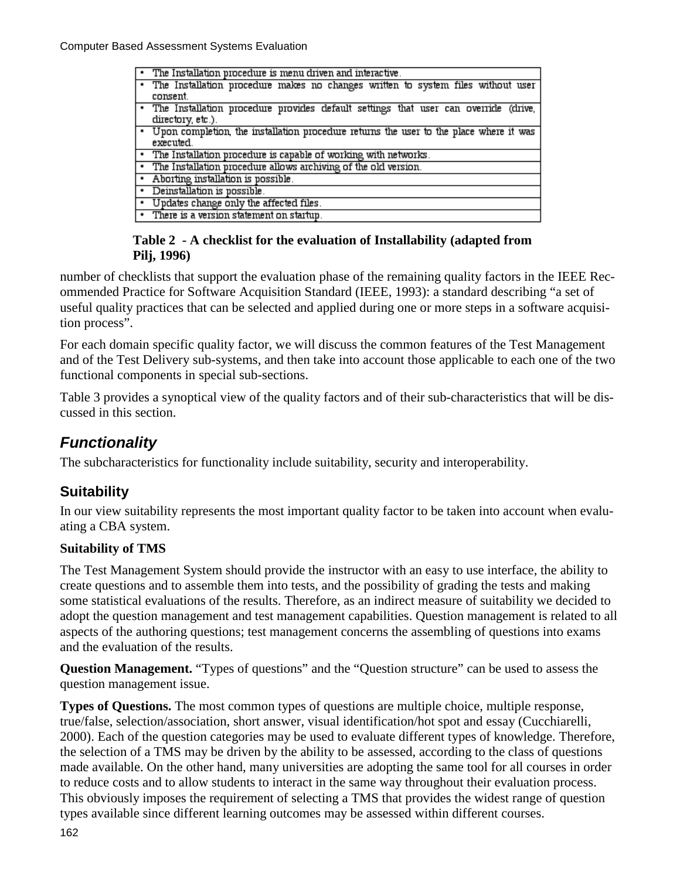| • The Installation procedure is menu driven and interactive. |
|---|
| • The Installation procedure makes no changes written to system files without user consent. |
| • The Installation procedure provides default settings that user can override (drive, directory, etc.). |
| • Upon completion, the installation procedure returns the user to the place where it was executed. |
| • The Installation procedure is capable of working with networks. |
| • The Installation procedure allows archiving of the old version. |
| • Aborting installation is possible. |
| • Deinstallation is possible. |
| • Updates change only the affected files. |
| • There is a version statement on startup. |

**Table 2 - A checklist for the evaluation of Installability (adapted from Pilj, 1996)**

number of checklists that support the evaluation phase of the remaining quality factors in the IEEE Recommended Practice for Software Acquisition Standard (IEEE, 1993): a standard describing "a set of useful quality practices that can be selected and applied during one or more steps in a software acquisition process".

For each domain specific quality factor, we will discuss the common features of the Test Management and of the Test Delivery sub-systems, and then take into account those applicable to each one of the two functional components in special sub-sections.

Table 3 provides a synoptical view of the quality factors and of their sub-characteristics that will be discussed in this section.

## *Functionality*

The subcharacteristics for functionality include suitability, security and interoperability.

### Suitability

In our view suitability represents the most important quality factor to be taken into account when evaluating a CBA system.

**Suitability of TMS**

The Test Management System should provide the instructor with an easy to use interface, the ability to create questions and to assemble them into tests, and the possibility of grading the tests and making some statistical evaluations of the results. Therefore, as an indirect measure of suitability we decided to adopt the question management and test management capabilities. Question management is related to all aspects of the authoring questions; test management concerns the assembling of questions into exams and the evaluation of the results.

**Question Management.** "Types of questions" and the "Question structure" can be used to assess the question management issue.

**Types of Questions.** The most common types of questions are multiple choice, multiple response, true/false, selection/association, short answer, visual identification/hot spot and essay (Cucchiarelli, 2000). Each of the question categories may be used to evaluate different types of knowledge. Therefore, the selection of a TMS may be driven by the ability to be assessed, according to the class of questions made available. On the other hand, many universities are adopting the same tool for all courses in order to reduce costs and to allow students to interact in the same way throughout their evaluation process. This obviously imposes the requirement of selecting a TMS that provides the widest range of question types available since different learning outcomes may be assessed within different courses.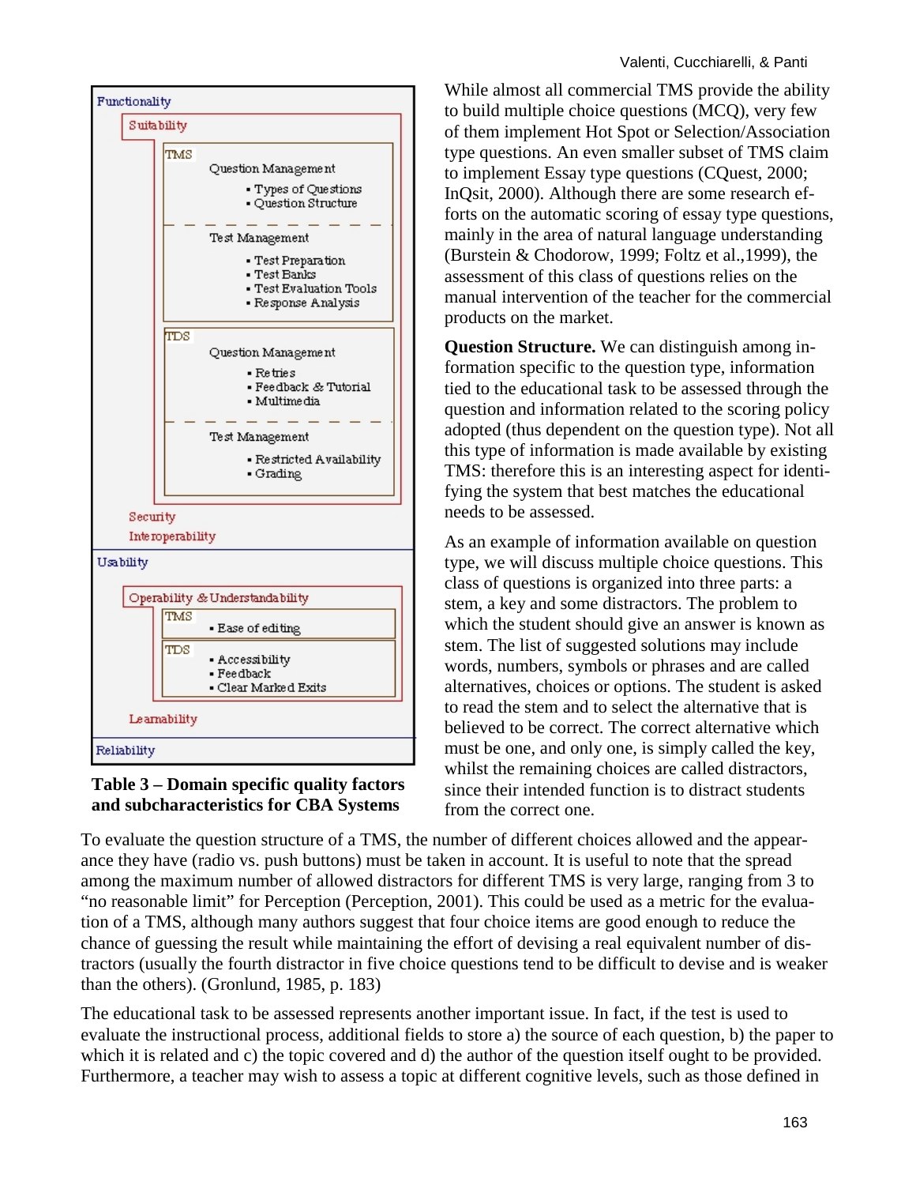Functionality

- Suitability
  - TMS
    - Question Management
      - Types of Questions
      - Question Structure
    - Test Management
      - Test Preparation
      - Test Banks
      - Test Evaluation Tools
      - Response Analysis
  - TDS
    - Question Management
      - Retries
      - Feedback & Tutorial
      - Multimedia
    - Test Management
      - Restricted Availability
      - Grading
- Security
- Interoperability

Usability

- Operability & Understandability
  - TMS
    - Ease of editing
  - TDS
    - Accessibility
    - Feedback
    - Clear Marked Exits
- Learnability

Reliability

**Table 3 – Domain specific quality factors and subcharacteristics for CBA Systems**

While almost all commercial TMS provide the ability to build multiple choice questions (MCQ), very few of them implement Hot Spot or Selection/Association type questions. An even smaller subset of TMS claim to implement Essay type questions (CQuest, 2000; InQsit, 2000). Although there are some research efforts on the automatic scoring of essay type questions, mainly in the area of natural language understanding (Burstein & Chodorow, 1999; Foltz et al.,1999), the assessment of this class of questions relies on the manual intervention of the teacher for the commercial products on the market.

**Question Structure.** We can distinguish among information specific to the question type, information tied to the educational task to be assessed through the question and information related to the scoring policy adopted (thus dependent on the question type). Not all this type of information is made available by existing TMS: therefore this is an interesting aspect for identifying the system that best matches the educational needs to be assessed.

As an example of information available on question type, we will discuss multiple choice questions. This class of questions is organized into three parts: a stem, a key and some distractors. The problem to which the student should give an answer is known as stem. The list of suggested solutions may include words, numbers, symbols or phrases and are called alternatives, choices or options. The student is asked to read the stem and to select the alternative that is believed to be correct. The correct alternative which must be one, and only one, is simply called the key, whilst the remaining choices are called distractors, since their intended function is to distract students from the correct one.

To evaluate the question structure of a TMS, the number of different choices allowed and the appearance they have (radio vs. push buttons) must be taken in account. It is useful to note that the spread among the maximum number of allowed distractors for different TMS is very large, ranging from 3 to “no reasonable limit” for Perception (Perception, 2001). This could be used as a metric for the evaluation of a TMS, although many authors suggest that four choice items are good enough to reduce the chance of guessing the result while maintaining the effort of devising a real equivalent number of distractors (usually the fourth distractor in five choice questions tend to be difficult to devise and is weaker than the others). (Gronlund, 1985, p. 183)

The educational task to be assessed represents another important issue. In fact, if the test is used to evaluate the instructional process, additional fields to store a) the source of each question, b) the paper to which it is related and c) the topic covered and d) the author of the question itself ought to be provided. Furthermore, a teacher may wish to assess a topic at different cognitive levels, such as those defined in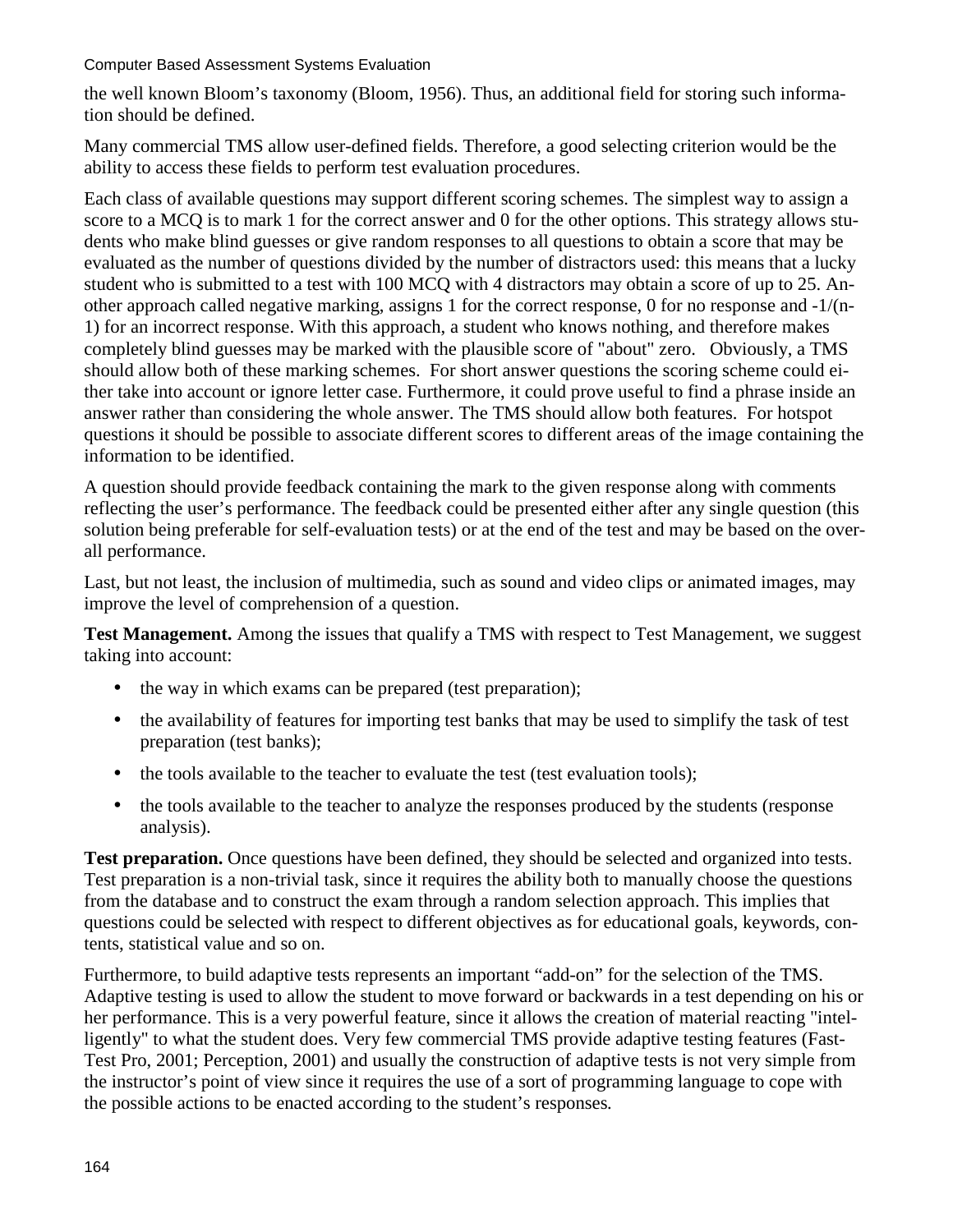the well known Bloom's taxonomy (Bloom, 1956). Thus, an additional field for storing such information should be defined.

Many commercial TMS allow user-defined fields. Therefore, a good selecting criterion would be the ability to access these fields to perform test evaluation procedures.

Each class of available questions may support different scoring schemes. The simplest way to assign a score to a MCQ is to mark 1 for the correct answer and 0 for the other options. This strategy allows students who make blind guesses or give random responses to all questions to obtain a score that may be evaluated as the number of questions divided by the number of distractors used: this means that a lucky student who is submitted to a test with 100 MCQ with 4 distractors may obtain a score of up to 25. Another approach called negative marking, assigns 1 for the correct response, 0 for no response and $-1/(n-1)$ for an incorrect response. With this approach, a student who knows nothing, and therefore makes completely blind guesses may be marked with the plausible score of "about" zero. Obviously, a TMS should allow both of these marking schemes. For short answer questions the scoring scheme could either take into account or ignore letter case. Furthermore, it could prove useful to find a phrase inside an answer rather than considering the whole answer. The TMS should allow both features. For hotspot questions it should be possible to associate different scores to different areas of the image containing the information to be identified.

A question should provide feedback containing the mark to the given response along with comments reflecting the user's performance. The feedback could be presented either after any single question (this solution being preferable for self-evaluation tests) or at the end of the test and may be based on the overall performance.

Last, but not least, the inclusion of multimedia, such as sound and video clips or animated images, may improve the level of comprehension of a question.

**Test Management.** Among the issues that qualify a TMS with respect to Test Management, we suggest taking into account:

- the way in which exams can be prepared (test preparation);
- the availability of features for importing test banks that may be used to simplify the task of test preparation (test banks);
- the tools available to the teacher to evaluate the test (test evaluation tools);
- the tools available to the teacher to analyze the responses produced by the students (response analysis).

**Test preparation.** Once questions have been defined, they should be selected and organized into tests. Test preparation is a non-trivial task, since it requires the ability both to manually choose the questions from the database and to construct the exam through a random selection approach. This implies that questions could be selected with respect to different objectives as for educational goals, keywords, contents, statistical value and so on.

Furthermore, to build adaptive tests represents an important "add-on" for the selection of the TMS. Adaptive testing is used to allow the student to move forward or backwards in a test depending on his or her performance. This is a very powerful feature, since it allows the creation of material reacting "intelligently" to what the student does. Very few commercial TMS provide adaptive testing features (Fast-Test Pro, 2001; Perception, 2001) and usually the construction of adaptive tests is not very simple from the instructor's point of view since it requires the use of a sort of programming language to cope with the possible actions to be enacted according to the student's responses.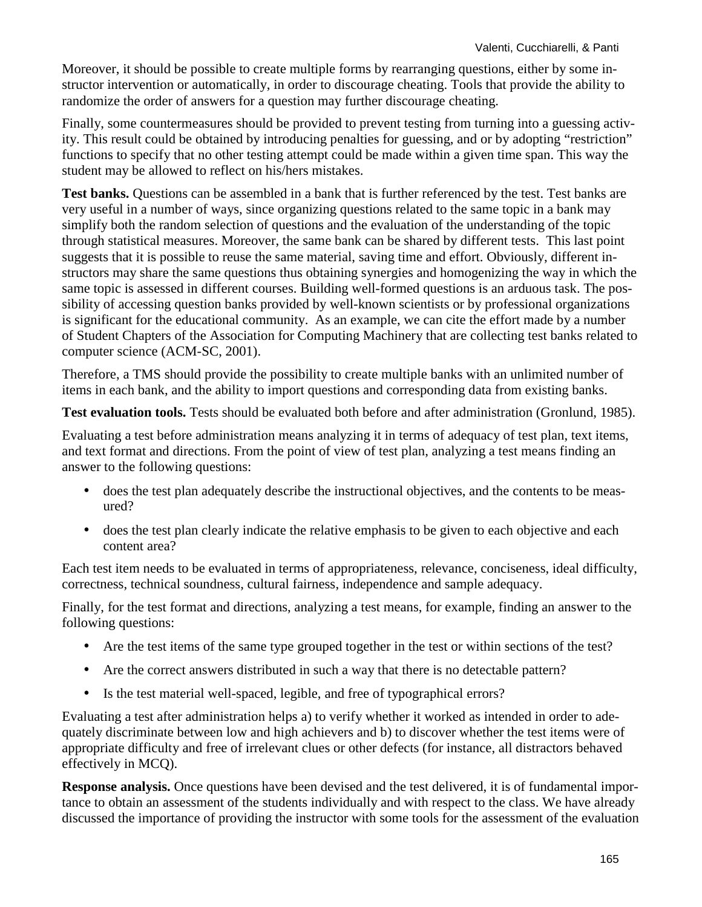Moreover, it should be possible to create multiple forms by rearranging questions, either by some instructor intervention or automatically, in order to discourage cheating. Tools that provide the ability to randomize the order of answers for a question may further discourage cheating.

Finally, some countermeasures should be provided to prevent testing from turning into a guessing activity. This result could be obtained by introducing penalties for guessing, and or by adopting "restriction" functions to specify that no other testing attempt could be made within a given time span. This way the student may be allowed to reflect on his/hers mistakes.

**Test banks.** Questions can be assembled in a bank that is further referenced by the test. Test banks are very useful in a number of ways, since organizing questions related to the same topic in a bank may simplify both the random selection of questions and the evaluation of the understanding of the topic through statistical measures. Moreover, the same bank can be shared by different tests. This last point suggests that it is possible to reuse the same material, saving time and effort. Obviously, different instructors may share the same questions thus obtaining synergies and homogenizing the way in which the same topic is assessed in different courses. Building well-formed questions is an arduous task. The possibility of accessing question banks provided by well-known scientists or by professional organizations is significant for the educational community. As an example, we can cite the effort made by a number of Student Chapters of the Association for Computing Machinery that are collecting test banks related to computer science (ACM-SC, 2001).

Therefore, a TMS should provide the possibility to create multiple banks with an unlimited number of items in each bank, and the ability to import questions and corresponding data from existing banks.

**Test evaluation tools.** Tests should be evaluated both before and after administration (Gronlund, 1985).

Evaluating a test before administration means analyzing it in terms of adequacy of test plan, text items, and text format and directions. From the point of view of test plan, analyzing a test means finding an answer to the following questions:

- does the test plan adequately describe the instructional objectives, and the contents to be measured?
- does the test plan clearly indicate the relative emphasis to be given to each objective and each content area?

Each test item needs to be evaluated in terms of appropriateness, relevance, conciseness, ideal difficulty, correctness, technical soundness, cultural fairness, independence and sample adequacy.

Finally, for the test format and directions, analyzing a test means, for example, finding an answer to the following questions:

- Are the test items of the same type grouped together in the test or within sections of the test?
- Are the correct answers distributed in such a way that there is no detectable pattern?
- Is the test material well-spaced, legible, and free of typographical errors?

Evaluating a test after administration helps a) to verify whether it worked as intended in order to adequately discriminate between low and high achievers and b) to discover whether the test items were of appropriate difficulty and free of irrelevant clues or other defects (for instance, all distractors behaved effectively in MCQ).

**Response analysis.** Once questions have been devised and the test delivered, it is of fundamental importance to obtain an assessment of the students individually and with respect to the class. We have already discussed the importance of providing the instructor with some tools for the assessment of the evaluation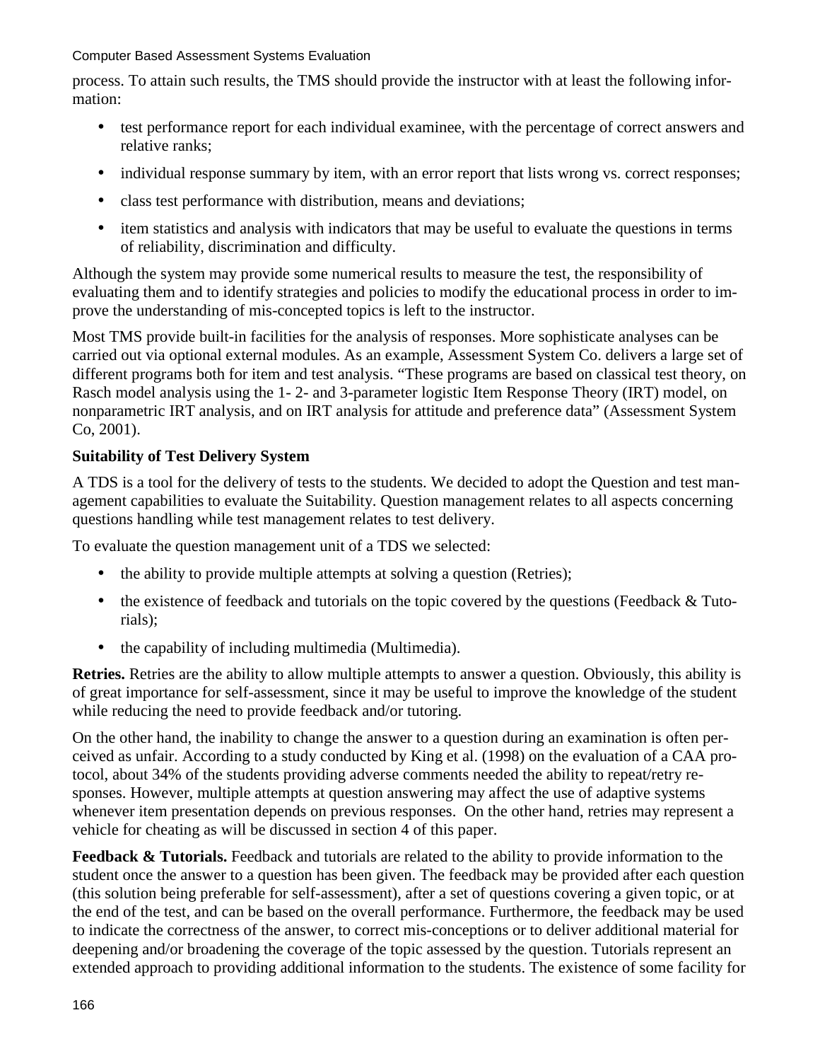process. To attain such results, the TMS should provide the instructor with at least the following information:

- test performance report for each individual examinee, with the percentage of correct answers and relative ranks;
- individual response summary by item, with an error report that lists wrong vs. correct responses;
- class test performance with distribution, means and deviations;
- item statistics and analysis with indicators that may be useful to evaluate the questions in terms of reliability, discrimination and difficulty.

Although the system may provide some numerical results to measure the test, the responsibility of evaluating them and to identify strategies and policies to modify the educational process in order to improve the understanding of mis-concepted topics is left to the instructor.

Most TMS provide built-in facilities for the analysis of responses. More sophisticate analyses can be carried out via optional external modules. As an example, Assessment System Co. delivers a large set of different programs both for item and test analysis. "These programs are based on classical test theory, on Rasch model analysis using the 1- 2- and 3-parameter logistic Item Response Theory (IRT) model, on nonparametric IRT analysis, and on IRT analysis for attitude and preference data" (Assessment System Co, 2001).

**Suitability of Test Delivery System**

A TDS is a tool for the delivery of tests to the students. We decided to adopt the Question and test management capabilities to evaluate the Suitability. Question management relates to all aspects concerning questions handling while test management relates to test delivery.

To evaluate the question management unit of a TDS we selected:

- the ability to provide multiple attempts at solving a question (Retries);
- the existence of feedback and tutorials on the topic covered by the questions (Feedback & Tutorials);
- the capability of including multimedia (Multimedia).

**Retries.** Retries are the ability to allow multiple attempts to answer a question. Obviously, this ability is of great importance for self-assessment, since it may be useful to improve the knowledge of the student while reducing the need to provide feedback and/or tutoring.

On the other hand, the inability to change the answer to a question during an examination is often perceived as unfair. According to a study conducted by King et al. (1998) on the evaluation of a CAA protocol, about 34% of the students providing adverse comments needed the ability to repeat/retry responses. However, multiple attempts at question answering may affect the use of adaptive systems whenever item presentation depends on previous responses. On the other hand, retries may represent a vehicle for cheating as will be discussed in section 4 of this paper.

**Feedback & Tutorials.** Feedback and tutorials are related to the ability to provide information to the student once the answer to a question has been given. The feedback may be provided after each question (this solution being preferable for self-assessment), after a set of questions covering a given topic, or at the end of the test, and can be based on the overall performance. Furthermore, the feedback may be used to indicate the correctness of the answer, to correct mis-conceptions or to deliver additional material for deepening and/or broadening the coverage of the topic assessed by the question. Tutorials represent an extended approach to providing additional information to the students. The existence of some facility for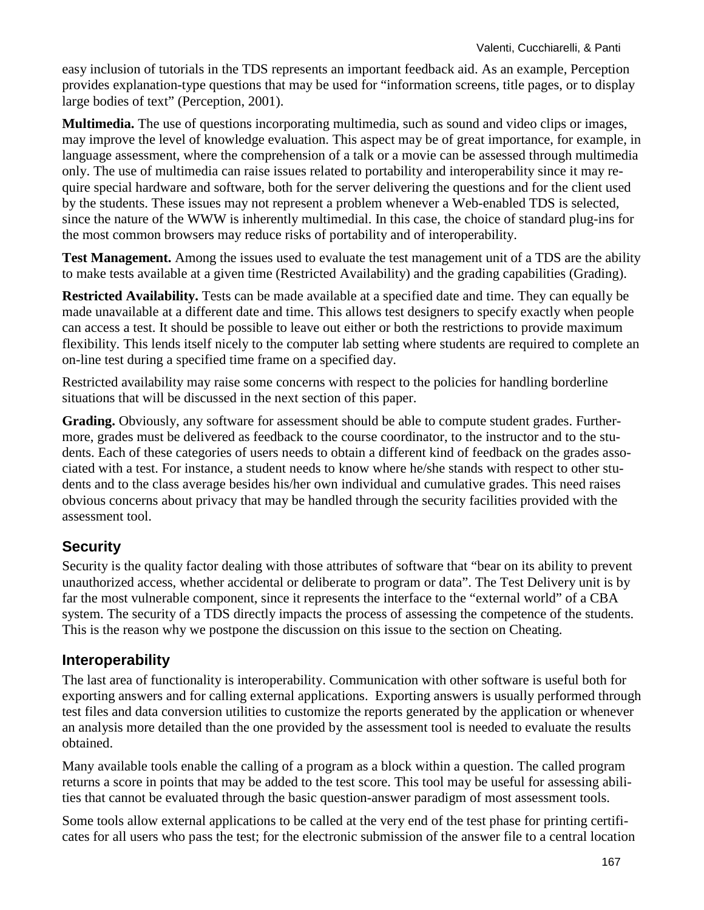easy inclusion of tutorials in the TDS represents an important feedback aid. As an example, Perception provides explanation-type questions that may be used for "information screens, title pages, or to display large bodies of text" (Perception, 2001).

**Multimedia.** The use of questions incorporating multimedia, such as sound and video clips or images, may improve the level of knowledge evaluation. This aspect may be of great importance, for example, in language assessment, where the comprehension of a talk or a movie can be assessed through multimedia only. The use of multimedia can raise issues related to portability and interoperability since it may require special hardware and software, both for the server delivering the questions and for the client used by the students. These issues may not represent a problem whenever a Web-enabled TDS is selected, since the nature of the WWW is inherently multimedial. In this case, the choice of standard plug-ins for the most common browsers may reduce risks of portability and of interoperability.

**Test Management.** Among the issues used to evaluate the test management unit of a TDS are the ability to make tests available at a given time (Restricted Availability) and the grading capabilities (Grading).

**Restricted Availability.** Tests can be made available at a specified date and time. They can equally be made unavailable at a different date and time. This allows test designers to specify exactly when people can access a test. It should be possible to leave out either or both the restrictions to provide maximum flexibility. This lends itself nicely to the computer lab setting where students are required to complete an on-line test during a specified time frame on a specified day.

Restricted availability may raise some concerns with respect to the policies for handling borderline situations that will be discussed in the next section of this paper.

**Grading.** Obviously, any software for assessment should be able to compute student grades. Furthermore, grades must be delivered as feedback to the course coordinator, to the instructor and to the students. Each of these categories of users needs to obtain a different kind of feedback on the grades associated with a test. For instance, a student needs to know where he/she stands with respect to other students and to the class average besides his/her own individual and cumulative grades. This need raises obvious concerns about privacy that may be handled through the security facilities provided with the assessment tool.

## Security

Security is the quality factor dealing with those attributes of software that "bear on its ability to prevent unauthorized access, whether accidental or deliberate to program or data". The Test Delivery unit is by far the most vulnerable component, since it represents the interface to the "external world" of a CBA system. The security of a TDS directly impacts the process of assessing the competence of the students. This is the reason why we postpone the discussion on this issue to the section on Cheating.

## Interoperability

The last area of functionality is interoperability. Communication with other software is useful both for exporting answers and for calling external applications. Exporting answers is usually performed through test files and data conversion utilities to customize the reports generated by the application or whenever an analysis more detailed than the one provided by the assessment tool is needed to evaluate the results obtained.

Many available tools enable the calling of a program as a block within a question. The called program returns a score in points that may be added to the test score. This tool may be useful for assessing abilities that cannot be evaluated through the basic question-answer paradigm of most assessment tools.

Some tools allow external applications to be called at the very end of the test phase for printing certificates for all users who pass the test; for the electronic submission of the answer file to a central location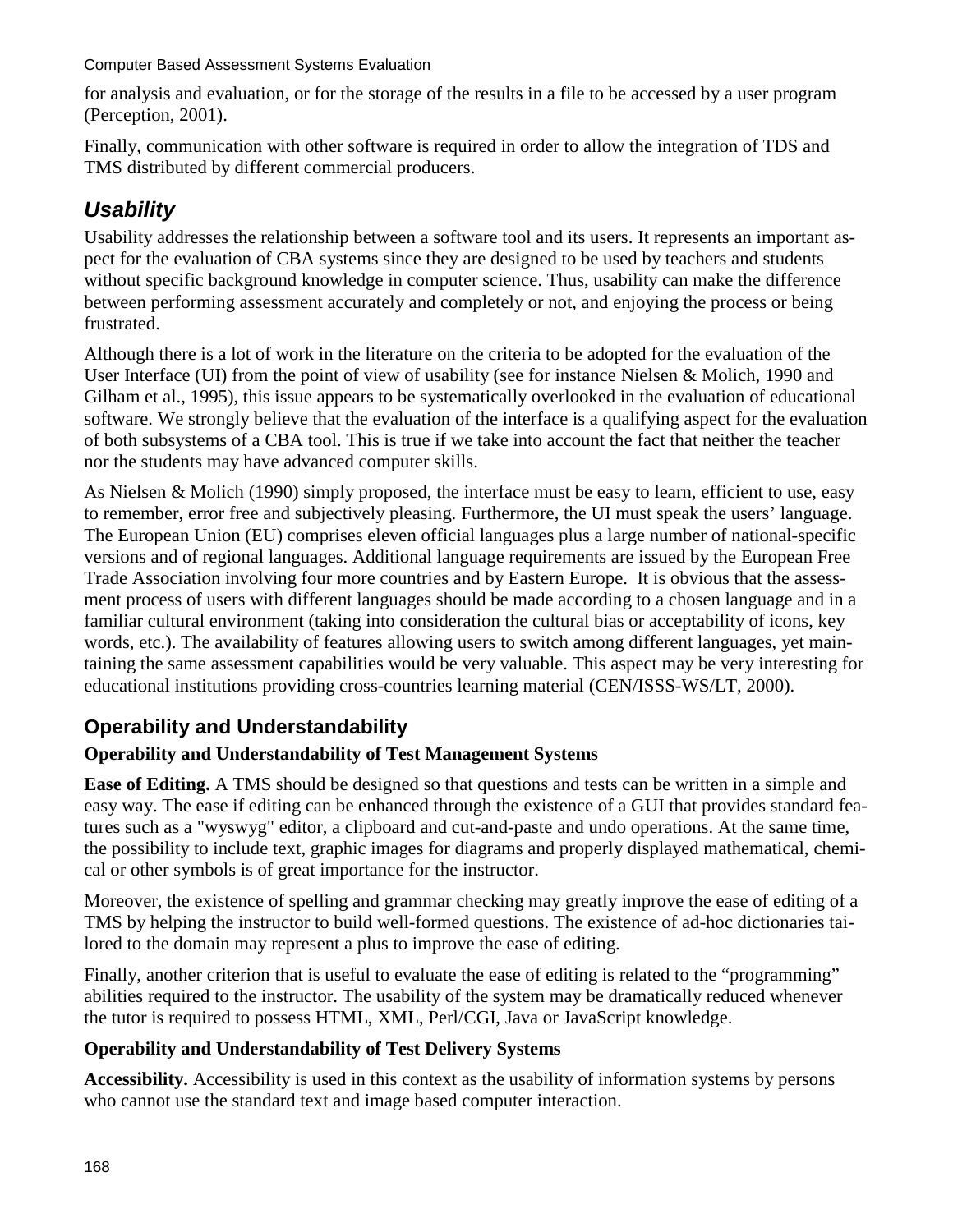for analysis and evaluation, or for the storage of the results in a file to be accessed by a user program (Perception, 2001).

Finally, communication with other software is required in order to allow the integration of TDS and TMS distributed by different commercial producers.

## *Usability*

Usability addresses the relationship between a software tool and its users. It represents an important aspect for the evaluation of CBA systems since they are designed to be used by teachers and students without specific background knowledge in computer science. Thus, usability can make the difference between performing assessment accurately and completely or not, and enjoying the process or being frustrated.

Although there is a lot of work in the literature on the criteria to be adopted for the evaluation of the User Interface (UI) from the point of view of usability (see for instance Nielsen & Molich, 1990 and Gilham et al., 1995), this issue appears to be systematically overlooked in the evaluation of educational software. We strongly believe that the evaluation of the interface is a qualifying aspect for the evaluation of both subsystems of a CBA tool. This is true if we take into account the fact that neither the teacher nor the students may have advanced computer skills.

As Nielsen & Molich (1990) simply proposed, the interface must be easy to learn, efficient to use, easy to remember, error free and subjectively pleasing. Furthermore, the UI must speak the users' language. The European Union (EU) comprises eleven official languages plus a large number of national-specific versions and of regional languages. Additional language requirements are issued by the European Free Trade Association involving four more countries and by Eastern Europe. It is obvious that the assessment process of users with different languages should be made according to a chosen language and in a familiar cultural environment (taking into consideration the cultural bias or acceptability of icons, key words, etc.). The availability of features allowing users to switch among different languages, yet maintaining the same assessment capabilities would be very valuable. This aspect may be very interesting for educational institutions providing cross-countries learning material (CEN/ISSS-WS/LT, 2000).

### Operability and Understandability

#### Operability and Understandability of Test Management Systems

**Ease of Editing.** A TMS should be designed so that questions and tests can be written in a simple and easy way. The ease if editing can be enhanced through the existence of a GUI that provides standard features such as a "wyswyg" editor, a clipboard and cut-and-paste and undo operations. At the same time, the possibility to include text, graphic images for diagrams and properly displayed mathematical, chemical or other symbols is of great importance for the instructor.

Moreover, the existence of spelling and grammar checking may greatly improve the ease of editing of a TMS by helping the instructor to build well-formed questions. The existence of ad-hoc dictionaries tailored to the domain may represent a plus to improve the ease of editing.

Finally, another criterion that is useful to evaluate the ease of editing is related to the "programming" abilities required to the instructor. The usability of the system may be dramatically reduced whenever the tutor is required to possess HTML, XML, Perl/CGI, Java or JavaScript knowledge.

#### Operability and Understandability of Test Delivery Systems

**Accessibility.** Accessibility is used in this context as the usability of information systems by persons who cannot use the standard text and image based computer interaction.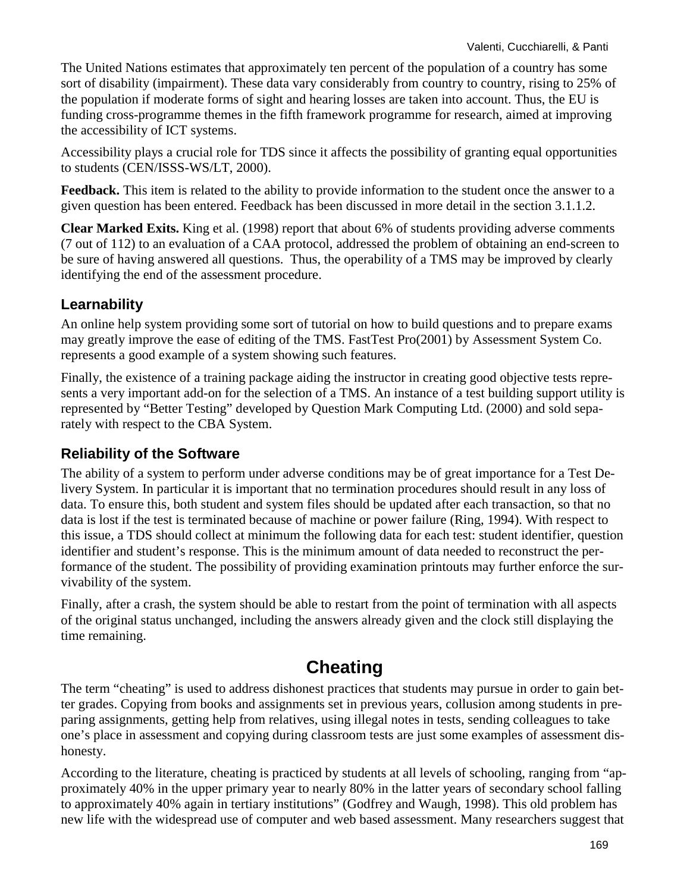The United Nations estimates that approximately ten percent of the population of a country has some sort of disability (impairment). These data vary considerably from country to country, rising to 25% of the population if moderate forms of sight and hearing losses are taken into account. Thus, the EU is funding cross-programme themes in the fifth framework programme for research, aimed at improving the accessibility of ICT systems.

Accessibility plays a crucial role for TDS since it affects the possibility of granting equal opportunities to students (CEN/ISSS-WS/LT, 2000).

**Feedback.** This item is related to the ability to provide information to the student once the answer to a given question has been entered. Feedback has been discussed in more detail in the section 3.1.1.2.

**Clear Marked Exits.** King et al. (1998) report that about 6% of students providing adverse comments (7 out of 112) to an evaluation of a CAA protocol, addressed the problem of obtaining an end-screen to be sure of having answered all questions. Thus, the operability of a TMS may be improved by clearly identifying the end of the assessment procedure.

### Learnability

An online help system providing some sort of tutorial on how to build questions and to prepare exams may greatly improve the ease of editing of the TMS. FastTest Pro(2001) by Assessment System Co. represents a good example of a system showing such features.

Finally, the existence of a training package aiding the instructor in creating good objective tests represents a very important add-on for the selection of a TMS. An instance of a test building support utility is represented by "Better Testing" developed by Question Mark Computing Ltd. (2000) and sold separately with respect to the CBA System.

### Reliability of the Software

The ability of a system to perform under adverse conditions may be of great importance for a Test Delivery System. In particular it is important that no termination procedures should result in any loss of data. To ensure this, both student and system files should be updated after each transaction, so that no data is lost if the test is terminated because of machine or power failure (Ring, 1994). With respect to this issue, a TDS should collect at minimum the following data for each test: student identifier, question identifier and student's response. This is the minimum amount of data needed to reconstruct the performance of the student. The possibility of providing examination printouts may further enforce the survivability of the system.

Finally, after a crash, the system should be able to restart from the point of termination with all aspects of the original status unchanged, including the answers already given and the clock still displaying the time remaining.

## Cheating

The term "cheating" is used to address dishonest practices that students may pursue in order to gain better grades. Copying from books and assignments set in previous years, collusion among students in preparing assignments, getting help from relatives, using illegal notes in tests, sending colleagues to take one's place in assessment and copying during classroom tests are just some examples of assessment dishonesty.

According to the literature, cheating is practiced by students at all levels of schooling, ranging from "approximately 40% in the upper primary year to nearly 80% in the latter years of secondary school falling to approximately 40% again in tertiary institutions" (Godfrey and Waugh, 1998). This old problem has new life with the widespread use of computer and web based assessment. Many researchers suggest that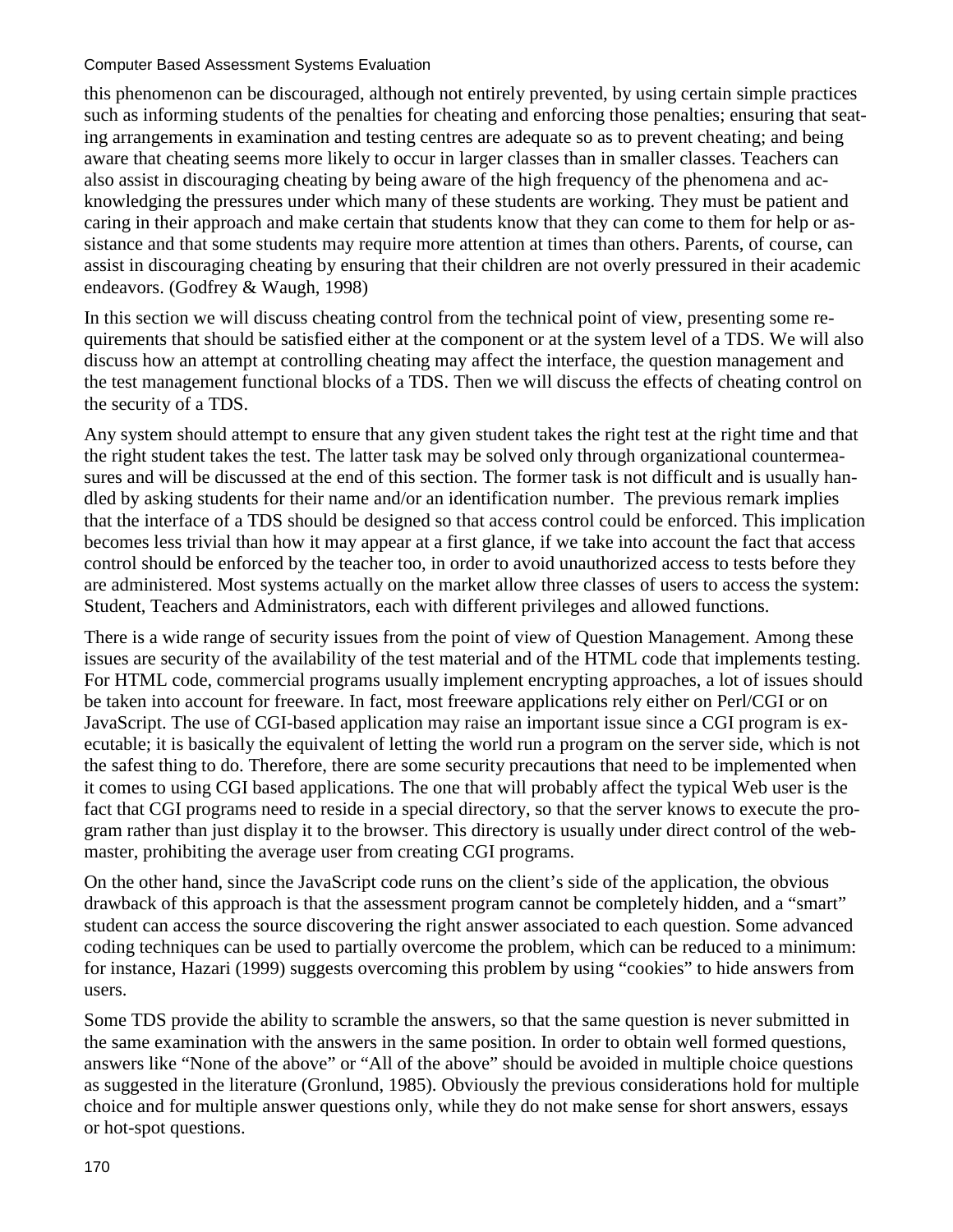this phenomenon can be discouraged, although not entirely prevented, by using certain simple practices such as informing students of the penalties for cheating and enforcing those penalties; ensuring that seating arrangements in examination and testing centres are adequate so as to prevent cheating; and being aware that cheating seems more likely to occur in larger classes than in smaller classes. Teachers can also assist in discouraging cheating by being aware of the high frequency of the phenomena and acknowledging the pressures under which many of these students are working. They must be patient and caring in their approach and make certain that students know that they can come to them for help or assistance and that some students may require more attention at times than others. Parents, of course, can assist in discouraging cheating by ensuring that their children are not overly pressured in their academic endeavors. (Godfrey & Waugh, 1998)

In this section we will discuss cheating control from the technical point of view, presenting some requirements that should be satisfied either at the component or at the system level of a TDS. We will also discuss how an attempt at controlling cheating may affect the interface, the question management and the test management functional blocks of a TDS. Then we will discuss the effects of cheating control on the security of a TDS.

Any system should attempt to ensure that any given student takes the right test at the right time and that the right student takes the test. The latter task may be solved only through organizational countermeasures and will be discussed at the end of this section. The former task is not difficult and is usually handled by asking students for their name and/or an identification number. The previous remark implies that the interface of a TDS should be designed so that access control could be enforced. This implication becomes less trivial than how it may appear at a first glance, if we take into account the fact that access control should be enforced by the teacher too, in order to avoid unauthorized access to tests before they are administered. Most systems actually on the market allow three classes of users to access the system: Student, Teachers and Administrators, each with different privileges and allowed functions.

There is a wide range of security issues from the point of view of Question Management. Among these issues are security of the availability of the test material and of the HTML code that implements testing. For HTML code, commercial programs usually implement encrypting approaches, a lot of issues should be taken into account for freeware. In fact, most freeware applications rely either on Perl/CGI or on JavaScript. The use of CGI-based application may raise an important issue since a CGI program is executable; it is basically the equivalent of letting the world run a program on the server side, which is not the safest thing to do. Therefore, there are some security precautions that need to be implemented when it comes to using CGI based applications. The one that will probably affect the typical Web user is the fact that CGI programs need to reside in a special directory, so that the server knows to execute the program rather than just display it to the browser. This directory is usually under direct control of the webmaster, prohibiting the average user from creating CGI programs.

On the other hand, since the JavaScript code runs on the client's side of the application, the obvious drawback of this approach is that the assessment program cannot be completely hidden, and a "smart" student can access the source discovering the right answer associated to each question. Some advanced coding techniques can be used to partially overcome the problem, which can be reduced to a minimum: for instance, Hazari (1999) suggests overcoming this problem by using "cookies" to hide answers from users.

Some TDS provide the ability to scramble the answers, so that the same question is never submitted in the same examination with the answers in the same position. In order to obtain well formed questions, answers like "None of the above" or "All of the above" should be avoided in multiple choice questions as suggested in the literature (Gronlund, 1985). Obviously the previous considerations hold for multiple choice and for multiple answer questions only, while they do not make sense for short answers, essays or hot-spot questions.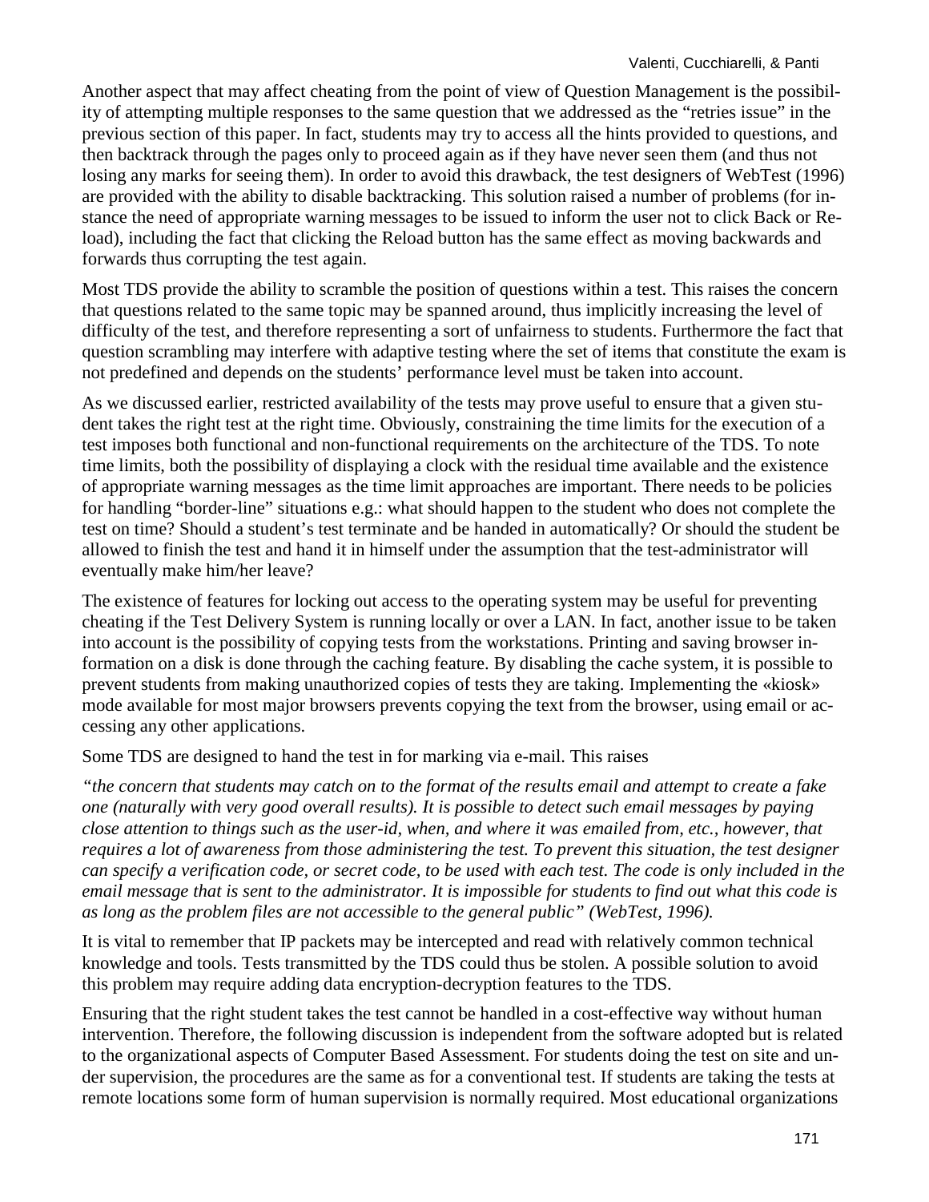Another aspect that may affect cheating from the point of view of Question Management is the possibility of attempting multiple responses to the same question that we addressed as the "retries issue" in the previous section of this paper. In fact, students may try to access all the hints provided to questions, and then backtrack through the pages only to proceed again as if they have never seen them (and thus not losing any marks for seeing them). In order to avoid this drawback, the test designers of WebTest (1996) are provided with the ability to disable backtracking. This solution raised a number of problems (for instance the need of appropriate warning messages to be issued to inform the user not to click Back or Reload), including the fact that clicking the Reload button has the same effect as moving backwards and forwards thus corrupting the test again.

Most TDS provide the ability to scramble the position of questions within a test. This raises the concern that questions related to the same topic may be spanned around, thus implicitly increasing the level of difficulty of the test, and therefore representing a sort of unfairness to students. Furthermore the fact that question scrambling may interfere with adaptive testing where the set of items that constitute the exam is not predefined and depends on the students' performance level must be taken into account.

As we discussed earlier, restricted availability of the tests may prove useful to ensure that a given student takes the right test at the right time. Obviously, constraining the time limits for the execution of a test imposes both functional and non-functional requirements on the architecture of the TDS. To note time limits, both the possibility of displaying a clock with the residual time available and the existence of appropriate warning messages as the time limit approaches are important. There needs to be policies for handling "border-line" situations e.g.: what should happen to the student who does not complete the test on time? Should a student's test terminate and be handed in automatically? Or should the student be allowed to finish the test and hand it in himself under the assumption that the test-administrator will eventually make him/her leave?

The existence of features for locking out access to the operating system may be useful for preventing cheating if the Test Delivery System is running locally or over a LAN. In fact, another issue to be taken into account is the possibility of copying tests from the workstations. Printing and saving browser information on a disk is done through the caching feature. By disabling the cache system, it is possible to prevent students from making unauthorized copies of tests they are taking. Implementing the «kiosk» mode available for most major browsers prevents copying the text from the browser, using email or accessing any other applications.

Some TDS are designed to hand the test in for marking via e-mail. This raises

*"the concern that students may catch on to the format of the results email and attempt to create a fake one (naturally with very good overall results). It is possible to detect such email messages by paying close attention to things such as the user-id, when, and where it was emailed from, etc., however, that requires a lot of awareness from those administering the test. To prevent this situation, the test designer can specify a verification code, or secret code, to be used with each test. The code is only included in the email message that is sent to the administrator. It is impossible for students to find out what this code is as long as the problem files are not accessible to the general public" (WebTest, 1996).*

It is vital to remember that IP packets may be intercepted and read with relatively common technical knowledge and tools. Tests transmitted by the TDS could thus be stolen. A possible solution to avoid this problem may require adding data encryption-decryption features to the TDS.

Ensuring that the right student takes the test cannot be handled in a cost-effective way without human intervention. Therefore, the following discussion is independent from the software adopted but is related to the organizational aspects of Computer Based Assessment. For students doing the test on site and under supervision, the procedures are the same as for a conventional test. If students are taking the tests at remote locations some form of human supervision is normally required. Most educational organizations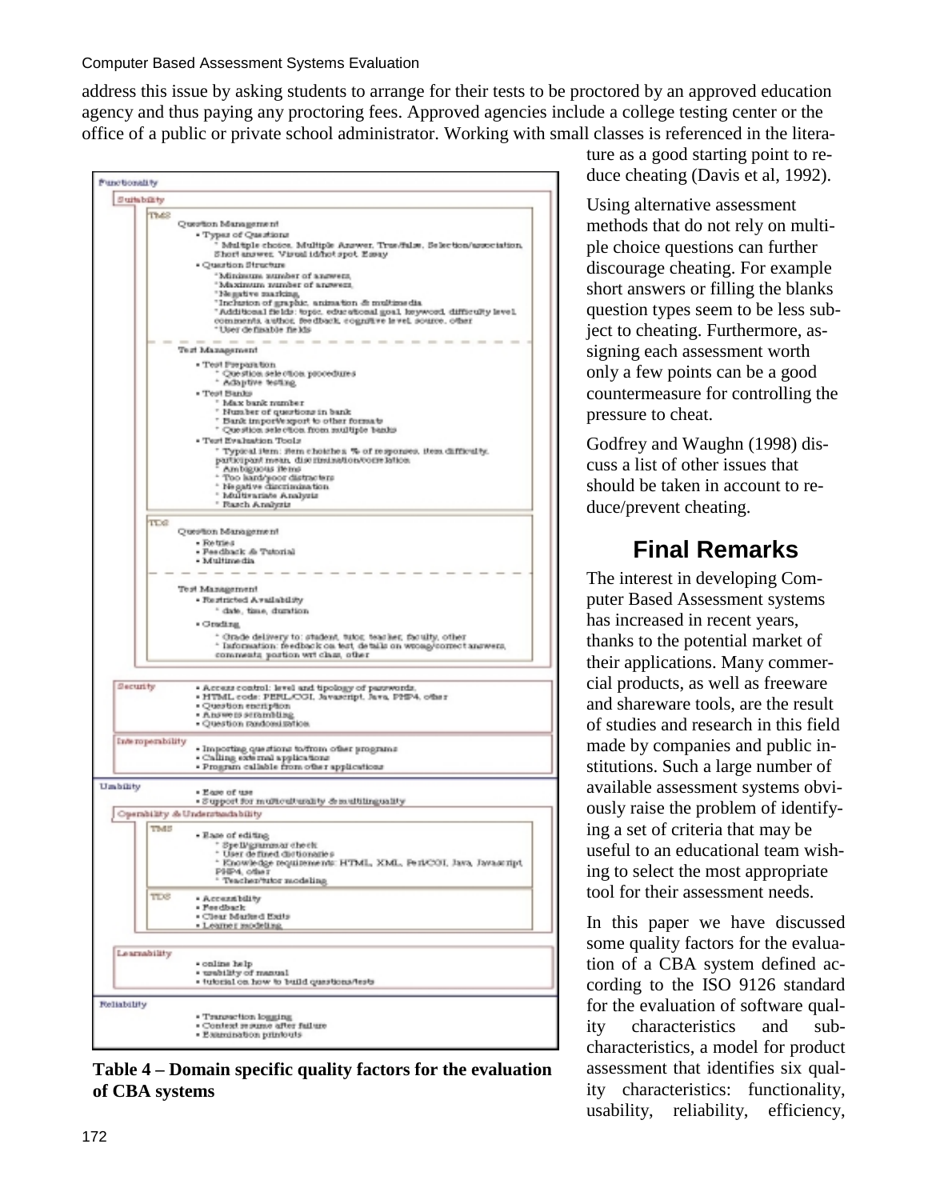address this issue by asking students to arrange for their tests to be proctored by an approved education agency and thus paying any proctoring fees. Approved agencies include a college testing center or the office of a public or private school administrator. Working with small classes is referenced in the literature as a good starting point to reduce cheating (Davis et al, 1992).

Using alternative assessment methods that do not rely on multiple choice questions can further discourage cheating. For example short answers or filling the blanks question types seem to be less subject to cheating. Furthermore, assigning each assessment worth only a few points can be a good countermeasure for controlling the pressure to cheat.

Godfrey and Waughn (1998) discuss a list of other issues that should be taken in account to reduce/prevent cheating.

| Characteristic | Sub-characteristic | Component | Quality factors |
|---|---|---|---|
| Functionality | Suitability | TMS | Question Management<br>• Types of Questions<br>  * Multiple choice, Multiple Answer, True/false, Selection/association, Short answer, Visual id/hot spot, Essay<br>• Question Structure<br>  * Minimum number of answers<br>  * Maximum number of answers<br>  * Negative marking<br>  * Inclusion of graphic, animation & multimedia<br>  * Additional fields: topic, educational goal, keyword, difficulty level, comments, author, feedback, cognitive level, source, other<br>  * User definable fields |
| | | | Test Management<br>• Test Preparation<br>  * Question selection procedures<br>  * Adaptive testing<br>• Test Banks<br>  * Max bank number<br>  * Number of questions in bank<br>  * Bank import/export to other formats<br>  * Question selection from multiple banks<br>• Test Evaluation Tools<br>  * Typical item: item choiches, % of responses, item difficulty, participant mean, discrimination/correlation<br>  * Ambiguous items<br>  * Too hard/poor distracters<br>  * Negative discrimination<br>  * Multivariate Analysis<br>  * Rasch Analysis |
| | | TDS | Question Management<br>• Retries<br>• Feedback & Tutorial<br>• Multimedia |
| | | | Test Management<br>• Restricted Availability<br>  * date, time, duration<br>• Grading<br>  * Grade delivery to: student, tutor, teacher, faculty, other<br>  * Information: feedback on test, details on wrong/correct answers, comments, position wrt class, other |
| | Security | | • Access control: level and tipology of passwords.<br>• HTML code: PERL/CGI, Javascript, Java, PHP4, other<br>• Question encription<br>• Answers scrambling<br>• Question randomization |
| | Interoperability | | • Importing questions to/from other programs<br>• Calling external applications<br>• Program callable from other applications |
| Usability | | | • Ease of use<br>• Support for multiculturality & multilinguality |
| | Operability & Understandability | TMS | • Ease of editing<br>  * Spell/grammar check<br>  * User defined dictionaries<br>  * Knowledge requirements: HTML, XML, Perl/CGI, Java, Javascript, PHP4, other<br>  * Teacher/tutor modeling |
| | | TDS | • Accessibility<br>• Feedback<br>• Clear Marked Exits<br>• Learner modeling |
| | Learnability | | • online help<br>• usability of manual<br>• tutorial on how to build questions/tests |
| Reliability | | | • Transaction logging<br>• Context resume after failure<br>• Examination printouts |

**Table 4 – Domain specific quality factors for the evaluation of CBA systems**

## Final Remarks

The interest in developing Computer Based Assessment systems has increased in recent years, thanks to the potential market of their applications. Many commercial products, as well as freeware and shareware tools, are the result of studies and research in this field made by companies and public institutions. Such a large number of available assessment systems obviously raise the problem of identifying a set of criteria that may be useful to an educational team wishing to select the most appropriate tool for their assessment needs.

In this paper we have discussed some quality factors for the evaluation of a CBA system defined according to the ISO 9126 standard for the evaluation of software quality characteristics and sub-characteristics, a model for product assessment that identifies six quality characteristics: functionality, usability, reliability, efficiency,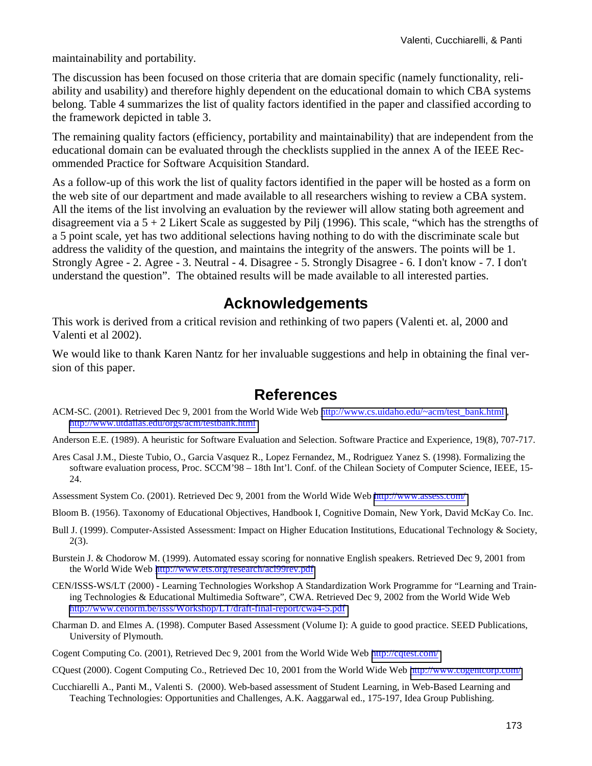maintainability and portability.

The discussion has been focused on those criteria that are domain specific (namely functionality, reliability and usability) and therefore highly dependent on the educational domain to which CBA systems belong. Table 4 summarizes the list of quality factors identified in the paper and classified according to the framework depicted in table 3.

The remaining quality factors (efficiency, portability and maintainability) that are independent from the educational domain can be evaluated through the checklists supplied in the annex A of the IEEE Recommended Practice for Software Acquisition Standard.

As a follow-up of this work the list of quality factors identified in the paper will be hosted as a form on the web site of our department and made available to all researchers wishing to review a CBA system. All the items of the list involving an evaluation by the reviewer will allow stating both agreement and disagreement via a 5 + 2 Likert Scale as suggested by Pilj (1996). This scale, "which has the strengths of a 5 point scale, yet has two additional selections having nothing to do with the discriminate scale but address the validity of the question, and maintains the integrity of the answers. The points will be 1. Strongly Agree - 2. Agree - 3. Neutral - 4. Disagree - 5. Strongly Disagree - 6. I don't know - 7. I don't understand the question". The obtained results will be made available to all interested parties.

## Acknowledgements

This work is derived from a critical revision and rethinking of two papers (Valenti et. al, 2000 and Valenti et al 2002).

We would like to thank Karen Nantz for her invaluable suggestions and help in obtaining the final version of this paper.

## References

ACM-SC. (2001). Retrieved Dec 9, 2001 from the World Wide Web http://www.cs.uidaho.edu/~acm/test_bank.html, http://www.utdallas.edu/orgs/acm/testbank.html

Anderson E.E. (1989). A heuristic for Software Evaluation and Selection. Software Practice and Experience, 19(8), 707-717.

Ares Casal J.M., Dieste Tubio, O., Garcia Vasquez R., Lopez Fernandez, M., Rodriguez Yanez S. (1998). Formalizing the software evaluation process, Proc. SCCM'98 – 18th Int'l. Conf. of the Chilean Society of Computer Science, IEEE, 15-24.

Assessment System Co. (2001). Retrieved Dec 9, 2001 from the World Wide Web http://www.assess.com/

Bloom B. (1956). Taxonomy of Educational Objectives, Handbook I, Cognitive Domain, New York, David McKay Co. Inc.

Bull J. (1999). Computer-Assisted Assessment: Impact on Higher Education Institutions, Educational Technology & Society, 2(3).

Burstein J. & Chodorow M. (1999). Automated essay scoring for nonnative English speakers. Retrieved Dec 9, 2001 from the World Wide Web http://www.ets.org/research/acl99rev.pdf

CEN/ISSS-WS/LT (2000) - Learning Technologies Workshop A Standardization Work Programme for "Learning and Training Technologies & Educational Multimedia Software", CWA. Retrieved Dec 9, 2002 from the World Wide Web http://www.cenorm.be/isss/Workshop/LT/draft-final-report/cwa4-5.pdf

Charman D. and Elmes A. (1998). Computer Based Assessment (Volume I): A guide to good practice. SEED Publications, University of Plymouth.

Cogent Computing Co. (2001), Retrieved Dec 9, 2001 from the World Wide Web http://cqtest.com/

CQuest (2000). Cogent Computing Co., Retrieved Dec 10, 2001 from the World Wide Web http://www.cogentcorp.com/

Cucchiarelli A., Panti M., Valenti S. (2000). Web-based assessment of Student Learning, in Web-Based Learning and Teaching Technologies: Opportunities and Challenges, A.K. Aaggarwal ed., 175-197, Idea Group Publishing.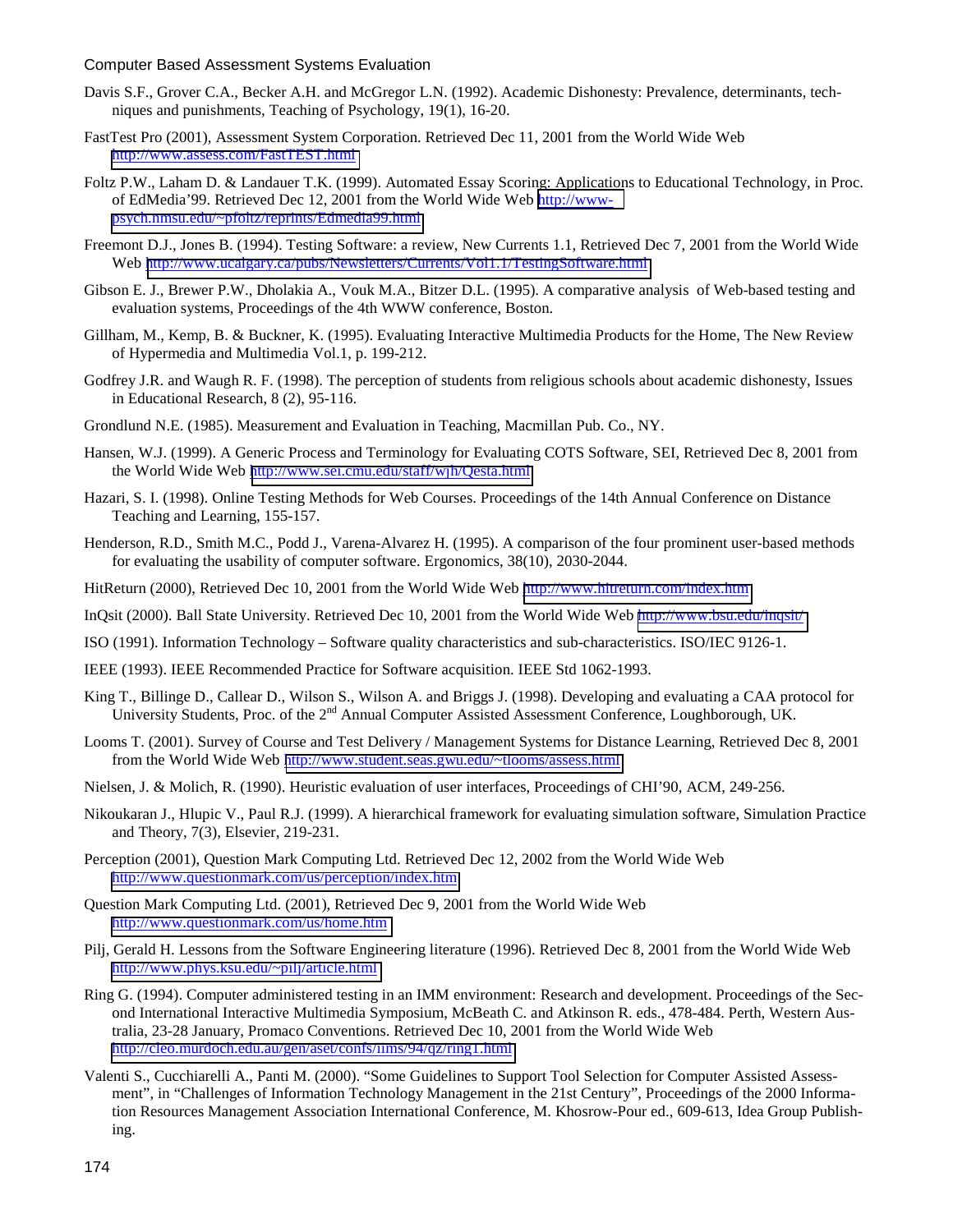Davis S.F., Grover C.A., Becker A.H. and McGregor L.N. (1992). Academic Dishonesty: Prevalence, determinants, techniques and punishments, Teaching of Psychology, 19(1), 16-20.

FastTest Pro (2001), Assessment System Corporation. Retrieved Dec 11, 2001 from the World Wide Web http://www.assess.com/FastTEST.html

Foltz P.W., Laham D. & Landauer T.K. (1999). Automated Essay Scoring: Applications to Educational Technology, in Proc. of EdMedia'99. Retrieved Dec 12, 2001 from the World Wide Web http://www-psych.nmsu.edu/~pfoltz/reprints/Edmedia99.html

Freemont D.J., Jones B. (1994). Testing Software: a review, New Currents 1.1, Retrieved Dec 7, 2001 from the World Wide Web http://www.ucalgary.ca/pubs/Newsletters/Currents/Vol1.1/TestingSoftware.html

Gibson E. J., Brewer P.W., Dholakia A., Vouk M.A., Bitzer D.L. (1995). A comparative analysis of Web-based testing and evaluation systems, Proceedings of the 4th WWW conference, Boston.

Gillham, M., Kemp, B. & Buckner, K. (1995). Evaluating Interactive Multimedia Products for the Home, The New Review of Hypermedia and Multimedia Vol.1, p. 199-212.

Godfrey J.R. and Waugh R. F. (1998). The perception of students from religious schools about academic dishonesty, Issues in Educational Research, 8 (2), 95-116.

Grondlund N.E. (1985). Measurement and Evaluation in Teaching, Macmillan Pub. Co., NY.

Hansen, W.J. (1999). A Generic Process and Terminology for Evaluating COTS Software, SEI, Retrieved Dec 8, 2001 from the World Wide Web http://www.sei.cmu.edu/staff/wjh/Qesta.html

Hazari, S. I. (1998). Online Testing Methods for Web Courses. Proceedings of the 14th Annual Conference on Distance Teaching and Learning, 155-157.

Henderson, R.D., Smith M.C., Podd J., Varena-Alvarez H. (1995). A comparison of the four prominent user-based methods for evaluating the usability of computer software. Ergonomics, 38(10), 2030-2044.

HitReturn (2000), Retrieved Dec 10, 2001 from the World Wide Web http://www.hitreturn.com/index.htm

InQsit (2000). Ball State University. Retrieved Dec 10, 2001 from the World Wide Web http://www.bsu.edu/inqsit/

ISO (1991). Information Technology – Software quality characteristics and sub-characteristics. ISO/IEC 9126-1.

IEEE (1993). IEEE Recommended Practice for Software acquisition. IEEE Std 1062-1993.

King T., Billinge D., Callear D., Wilson S., Wilson A. and Briggs J. (1998). Developing and evaluating a CAA protocol for University Students, Proc. of the 2nd Annual Computer Assisted Assessment Conference, Loughborough, UK.

Looms T. (2001). Survey of Course and Test Delivery / Management Systems for Distance Learning, Retrieved Dec 8, 2001 from the World Wide Web http://www.student.seas.gwu.edu/~tlooms/assess.html

Nielsen, J. & Molich, R. (1990). Heuristic evaluation of user interfaces, Proceedings of CHI'90, ACM, 249-256.

Nikoukaran J., Hlupic V., Paul R.J. (1999). A hierarchical framework for evaluating simulation software, Simulation Practice and Theory, 7(3), Elsevier, 219-231.

Perception (2001), Question Mark Computing Ltd. Retrieved Dec 12, 2002 from the World Wide Web http://www.questionmark.com/us/perception/index.htm

Question Mark Computing Ltd. (2001), Retrieved Dec 9, 2001 from the World Wide Web http://www.questionmark.com/us/home.htm

Pilj, Gerald H. Lessons from the Software Engineering literature (1996). Retrieved Dec 8, 2001 from the World Wide Web http://www.phys.ksu.edu/~pilj/article.html

Ring G. (1994). Computer administered testing in an IMM environment: Research and development. Proceedings of the Second International Interactive Multimedia Symposium, McBeath C. and Atkinson R. eds., 478-484. Perth, Western Australia, 23-28 January, Promaco Conventions. Retrieved Dec 10, 2001 from the World Wide Web http://cleo.murdoch.edu.au/gen/aset/confs/iims/94/qz/ring1.html

Valenti S., Cucchiarelli A., Panti M. (2000). "Some Guidelines to Support Tool Selection for Computer Assisted Assessment", in "Challenges of Information Technology Management in the 21st Century", Proceedings of the 2000 Information Resources Management Association International Conference, M. Khosrow-Pour ed., 609-613, Idea Group Publishing.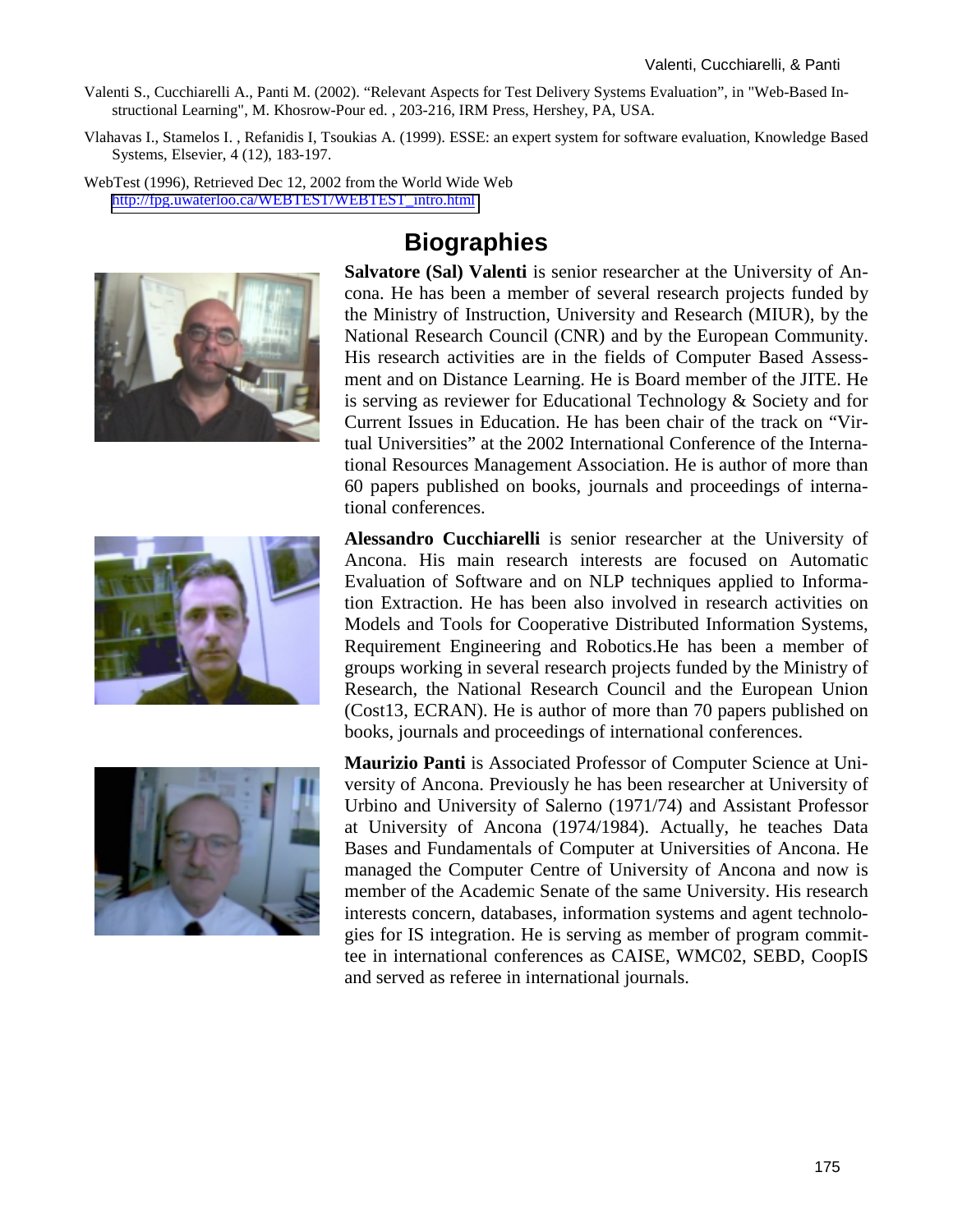Valenti S., Cucchiarelli A., Panti M. (2002). "Relevant Aspects for Test Delivery Systems Evaluation", in "Web-Based Instructional Learning", M. Khosrow-Pour ed. , 203-216, IRM Press, Hershey, PA, USA.

Vlahavas I., Stamelos I. , Refanidis I, Tsoukias A. (1999). ESSE: an expert system for software evaluation, Knowledge Based Systems, Elsevier, 4 (12), 183-197.

WebTest (1996), Retrieved Dec 12, 2002 from the World Wide Web http://fpg.uwaterloo.ca/WEBTEST/WEBTEST_intro.html

# Biographies

**Salvatore (Sal) Valenti** is senior researcher at the University of Ancona. He has been a member of several research projects funded by the Ministry of Instruction, University and Research (MIUR), by the National Research Council (CNR) and by the European Community. His research activities are in the fields of Computer Based Assessment and on Distance Learning. He is Board member of the JITE. He is serving as reviewer for Educational Technology & Society and for Current Issues in Education. He has been chair of the track on "Virtual Universities" at the 2002 International Conference of the International Resources Management Association. He is author of more than 60 papers published on books, journals and proceedings of international conferences.

**Alessandro Cucchiarelli** is senior researcher at the University of Ancona. His main research interests are focused on Automatic Evaluation of Software and on NLP techniques applied to Information Extraction. He has been also involved in research activities on Models and Tools for Cooperative Distributed Information Systems, Requirement Engineering and Robotics.He has been a member of groups working in several research projects funded by the Ministry of Research, the National Research Council and the European Union (Cost13, ECRAN). He is author of more than 70 papers published on books, journals and proceedings of international conferences.

**Maurizio Panti** is Associated Professor of Computer Science at University of Ancona. Previously he has been researcher at University of Urbino and University of Salerno (1971/74) and Assistant Professor at University of Ancona (1974/1984). Actually, he teaches Data Bases and Fundamentals of Computer at Universities of Ancona. He managed the Computer Centre of University of Ancona and now is member of the Academic Senate of the same University. His research interests concern, databases, information systems and agent technologies for IS integration. He is serving as member of program committee in international conferences as CAISE, WMC02, SEBD, CoopIS and served as referee in international journals.